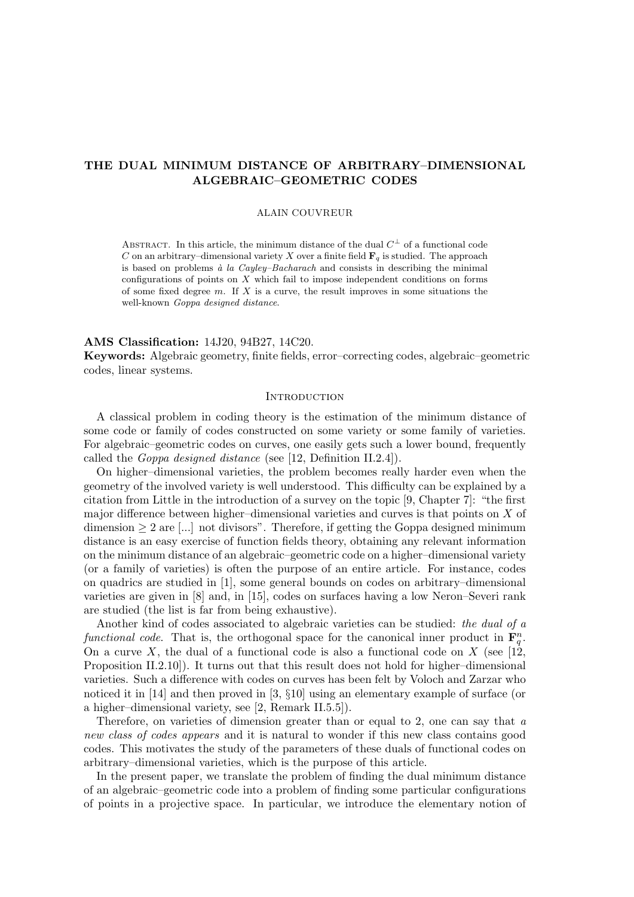# THE DUAL MINIMUM DISTANCE OF ARBITRARY–DIMENSIONAL ALGEBRAIC–GEOMETRIC CODES

ALAIN COUVREUR

Abstract. In this article, the minimum distance of the dual $C^{\perp}$ of a functional code $C$ on an arbitrary–dimensional variety $X$ over a finite field $\mathbf{F}_q$ is studied. The approach is based on problems *à la Cayley–Bacharach* and consists in describing the minimal configurations of points on $X$ which fail to impose independent conditions on forms of some fixed degree $m$. If $X$ is a curve, the result improves in some situations the well-known *Goppa designed distance*.

**AMS Classification:** 14J20, 94B27, 14C20.

**Keywords:** Algebraic geometry, finite fields, error–correcting codes, algebraic–geometric codes, linear systems.

## Introduction

A classical problem in coding theory is the estimation of the minimum distance of some code or family of codes constructed on some variety or some family of varieties. For algebraic–geometric codes on curves, one easily gets such a lower bound, frequently called the *Goppa designed distance* (see [12, Definition II.2.4]).

On higher–dimensional varieties, the problem becomes really harder even when the geometry of the involved variety is well understood. This difficulty can be explained by a citation from Little in the introduction of a survey on the topic [9, Chapter 7]: "the first major difference between higher–dimensional varieties and curves is that points on $X$ of dimension $\geq 2$ are [...] not divisors". Therefore, if getting the Goppa designed minimum distance is an easy exercise of function fields theory, obtaining any relevant information on the minimum distance of an algebraic–geometric code on a higher–dimensional variety (or a family of varieties) is often the purpose of an entire article. For instance, codes on quadrics are studied in [1], some general bounds on codes on arbitrary–dimensional varieties are given in [8] and, in [15], codes on surfaces having a low Neron–Severi rank are studied (the list is far from being exhaustive).

Another kind of codes associated to algebraic varieties can be studied: *the dual of a functional code*. That is, the orthogonal space for the canonical inner product in $\mathbf{F}_q^n$. On a curve $X$, the dual of a functional code is also a functional code on $X$ (see [12, Proposition II.2.10]). It turns out that this result does not hold for higher–dimensional varieties. Such a difference with codes on curves has been felt by Voloch and Zarzar who noticed it in [14] and then proved in [3, §10] using an elementary example of surface (or a higher–dimensional variety, see [2, Remark II.5.5]).

Therefore, on varieties of dimension greater than or equal to 2, one can say that *a new class of codes appears* and it is natural to wonder if this new class contains good codes. This motivates the study of the parameters of these duals of functional codes on arbitrary–dimensional varieties, which is the purpose of this article.

In the present paper, we translate the problem of finding the dual minimum distance of an algebraic–geometric code into a problem of finding some particular configurations of points in a projective space. In particular, we introduce the elementary notion of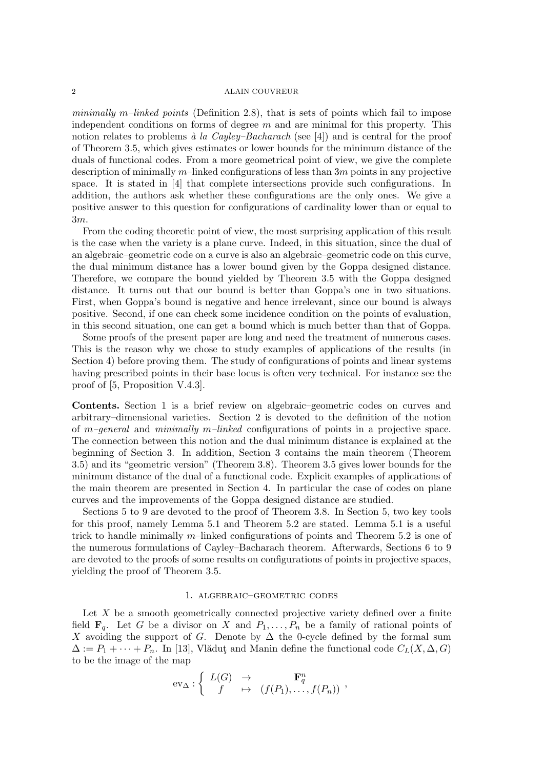*minimally m–linked points* (Definition 2.8), that is sets of points which fail to impose independent conditions on forms of degree $m$ and are minimal for this property. This notion relates to problems *à la Cayley–Bacharach* (see [4]) and is central for the proof of Theorem 3.5, which gives estimates or lower bounds for the minimum distance of the duals of functional codes. From a more geometrical point of view, we give the complete description of minimally $m$–linked configurations of less than $3m$ points in any projective space. It is stated in [4] that complete intersections provide such configurations. In addition, the authors ask whether these configurations are the only ones. We give a positive answer to this question for configurations of cardinality lower than or equal to $3m$.

From the coding theoretic point of view, the most surprising application of this result is the case when the variety is a plane curve. Indeed, in this situation, since the dual of an algebraic–geometric code on a curve is also an algebraic–geometric code on this curve, the dual minimum distance has a lower bound given by the Goppa designed distance. Therefore, we compare the bound yielded by Theorem 3.5 with the Goppa designed distance. It turns out that our bound is better than Goppa's one in two situations. First, when Goppa's bound is negative and hence irrelevant, since our bound is always positive. Second, if one can check some incidence condition on the points of evaluation, in this second situation, one can get a bound which is much better than that of Goppa.

Some proofs of the present paper are long and need the treatment of numerous cases. This is the reason why we chose to study examples of applications of the results (in Section 4) before proving them. The study of configurations of points and linear systems having prescribed points in their base locus is often very technical. For instance see the proof of [5, Proposition V.4.3].

**Contents.** Section 1 is a brief review on algebraic–geometric codes on curves and arbitrary–dimensional varieties. Section 2 is devoted to the definition of the notion of *m–general* and *minimally m–linked* configurations of points in a projective space. The connection between this notion and the dual minimum distance is explained at the beginning of Section 3. In addition, Section 3 contains the main theorem (Theorem 3.5) and its "geometric version" (Theorem 3.8). Theorem 3.5 gives lower bounds for the minimum distance of the dual of a functional code. Explicit examples of applications of the main theorem are presented in Section 4. In particular the case of codes on plane curves and the improvements of the Goppa designed distance are studied.

Sections 5 to 9 are devoted to the proof of Theorem 3.8. In Section 5, two key tools for this proof, namely Lemma 5.1 and Theorem 5.2 are stated. Lemma 5.1 is a useful trick to handle minimally $m$–linked configurations of points and Theorem 5.2 is one of the numerous formulations of Cayley–Bacharach theorem. Afterwards, Sections 6 to 9 are devoted to the proofs of some results on configurations of points in projective spaces, yielding the proof of Theorem 3.5.

## 1. Algebraic–geometric codes

Let $X$ be a smooth geometrically connected projective variety defined over a finite field $\mathbf{F}_q$. Let $G$ be a divisor on $X$ and $P_1, \ldots, P_n$ be a family of rational points of $X$ avoiding the support of $G$. Denote by $\Delta$ the 0-cycle defined by the formal sum $\Delta := P_1 + \cdots + P_n$. In [13], Vlăduţ and Manin define the functional code $C_L(X, \Delta, G)$ to be the image of the map

$$\mathrm{ev}_\Delta : \left\{ \begin{array}{ccc} L(G) & \to & \mathbf{F}_q^n \\ f & \mapsto & (f(P_1), \ldots, f(P_n)) \end{array} \right. ,$$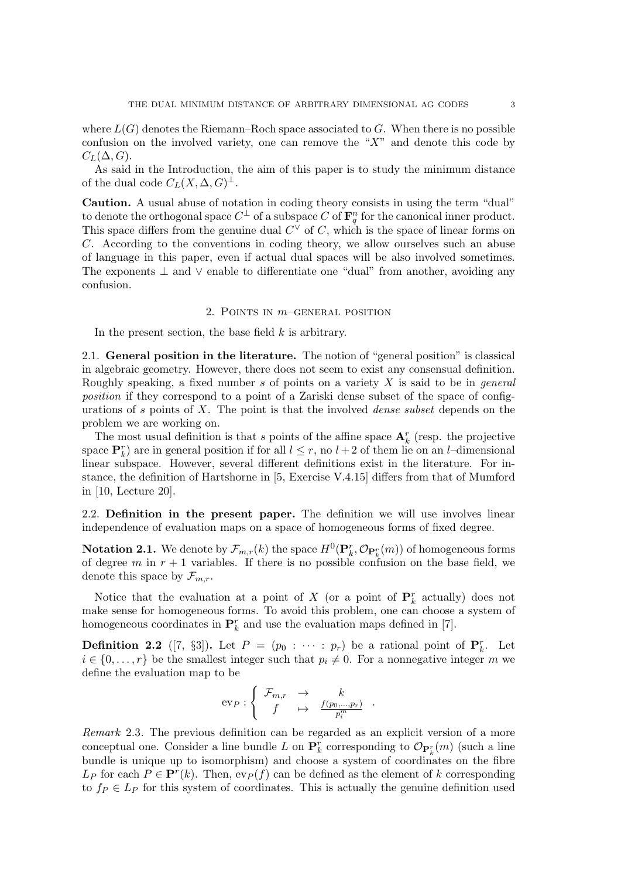where $L(G)$ denotes the Riemann–Roch space associated to $G$. When there is no possible confusion on the involved variety, one can remove the "$X$" and denote this code by $C_L(\Delta, G)$.

As said in the Introduction, the aim of this paper is to study the minimum distance of the dual code $C_L(X, \Delta, G)^\perp$.

**Caution.** A usual abuse of notation in coding theory consists in using the term "dual" to denote the orthogonal space $C^\perp$ of a subspace $C$ of $\mathbf{F}_q^n$ for the canonical inner product. This space differs from the genuine dual $C^\vee$ of $C$, which is the space of linear forms on $C$. According to the conventions in coding theory, we allow ourselves such an abuse of language in this paper, even if actual dual spaces will be also involved sometimes. The exponents $\perp$ and $\vee$ enable to differentiate one "dual" from another, avoiding any confusion.

## 2. Points in $m$–general position

In the present section, the base field $k$ is arbitrary.

### 2.1. General position in the literature.

The notion of "general position" is classical in algebraic geometry. However, there does not seem to exist any consensual definition. Roughly speaking, a fixed number $s$ of points on a variety $X$ is said to be in *general position* if they correspond to a point of a Zariski dense subset of the space of configurations of $s$ points of $X$. The point is that the involved *dense subset* depends on the problem we are working on.

The most usual definition is that $s$ points of the affine space $\mathbf{A}_k^r$ (resp. the projective space $\mathbf{P}_k^r$) are in general position if for all $l \leq r$, no $l+2$ of them lie on an $l$–dimensional linear subspace. However, several different definitions exist in the literature. For instance, the definition of Hartshorne in [5, Exercise V.4.15] differs from that of Mumford in [10, Lecture 20].

### 2.2. Definition in the present paper.

The definition we will use involves linear independence of evaluation maps on a space of homogeneous forms of fixed degree.

**Notation 2.1.** We denote by $\mathcal{F}_{m,r}(k)$ the space $H^0(\mathbf{P}_k^r, \mathcal{O}_{\mathbf{P}_k^r}(m))$ of homogeneous forms of degree $m$ in $r+1$ variables. If there is no possible confusion on the base field, we denote this space by $\mathcal{F}_{m,r}$.

Notice that the evaluation at a point of $X$ (or a point of $\mathbf{P}_k^r$ actually) does not make sense for homogeneous forms. To avoid this problem, one can choose a system of homogeneous coordinates in $\mathbf{P}_k^r$ and use the evaluation maps defined in [7].

**Definition 2.2** ([7, §3]). Let $P = (p_0 : \cdots : p_r)$ be a rational point of $\mathbf{P}_k^r$. Let $i \in \{0, \ldots, r\}$ be the smallest integer such that $p_i \neq 0$. For a nonnegative integer $m$ we define the evaluation map to be

$$\mathrm{ev}_P : \left\{ \begin{array}{ccc} \mathcal{F}_{m,r} & \to & k \\ f & \mapsto & \frac{f(p_0, \ldots, p_r)}{p_i^m} \end{array} \right. .$$

*Remark* 2.3. The previous definition can be regarded as an explicit version of a more conceptual one. Consider a line bundle $L$ on $\mathbf{P}_k^r$ corresponding to $\mathcal{O}_{\mathbf{P}_k^r}(m)$ (such a line bundle is unique up to isomorphism) and choose a system of coordinates on the fibre $L_P$ for each $P \in \mathbf{P}^r(k)$. Then, $\mathrm{ev}_P(f)$ can be defined as the element of $k$ corresponding to $f_P \in L_P$ for this system of coordinates. This is actually the genuine definition used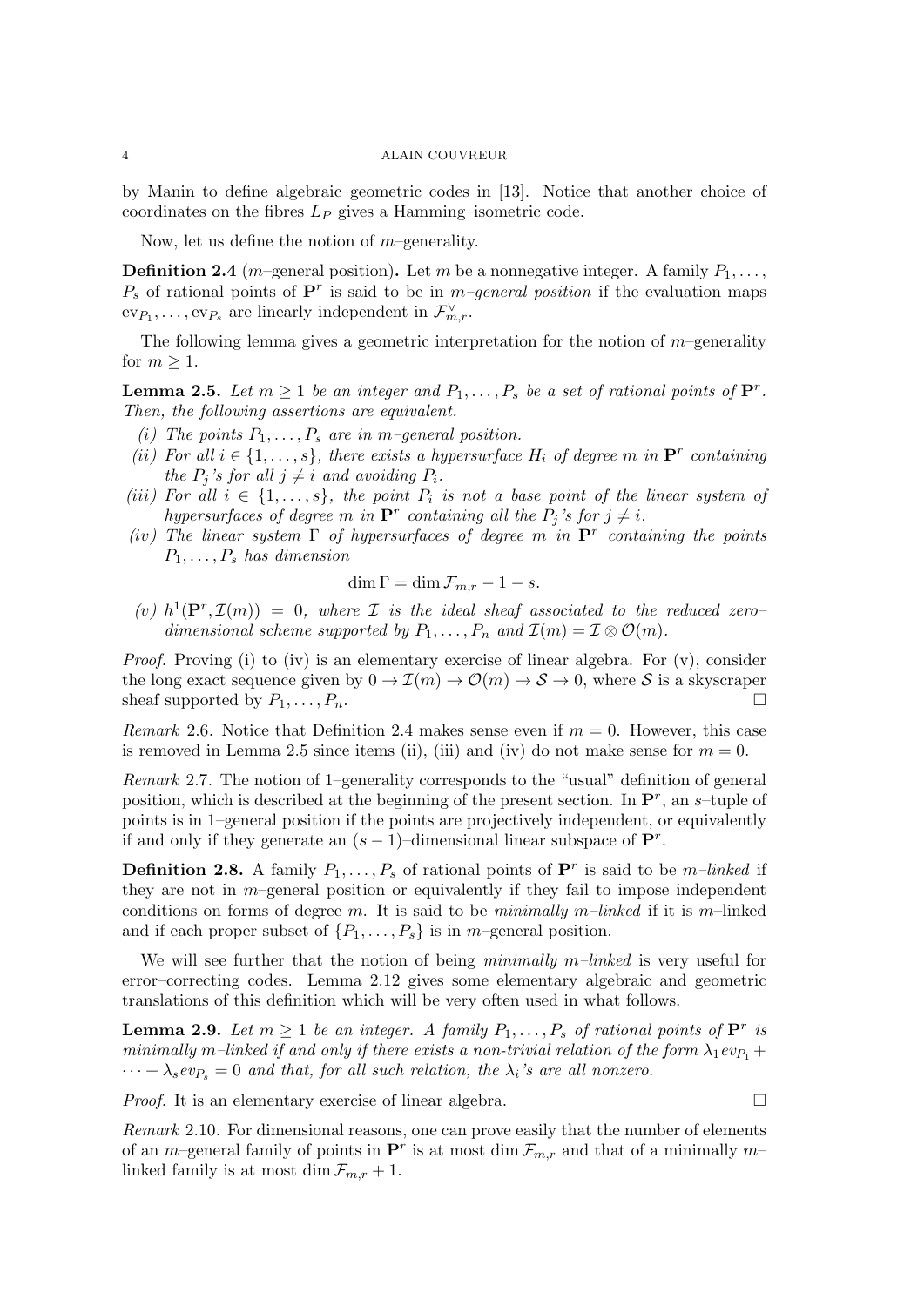by Manin to define algebraic–geometric codes in [13]. Notice that another choice of coordinates on the fibres $L_P$ gives a Hamming–isometric code.

Now, let us define the notion of $m$–generality.

**Definition 2.4** ($m$–general position)**.** Let $m$ be a nonnegative integer. A family $P_1, \ldots, P_s$ of rational points of $\mathbf{P}^r$ is said to be in *$m$–general position* if the evaluation maps $\mathrm{ev}_{P_1}, \ldots, \mathrm{ev}_{P_s}$ are linearly independent in $\mathcal{F}_{m,r}^{\vee}$.

The following lemma gives a geometric interpretation for the notion of $m$–generality for $m \geq 1$.

**Lemma 2.5.** *Let $m \geq 1$ be an integer and $P_1, \ldots, P_s$ be a set of rational points of $\mathbf{P}^r$. Then, the following assertions are equivalent.*

*(i) The points $P_1, \ldots, P_s$ are in $m$–general position.*

*(ii) For all $i \in \{1, \ldots, s\}$, there exists a hypersurface $H_i$ of degree $m$ in $\mathbf{P}^r$ containing the $P_j$'s for all $j \neq i$ and avoiding $P_i$.*

*(iii) For all $i \in \{1, \ldots, s\}$, the point $P_i$ is not a base point of the linear system of hypersurfaces of degree $m$ in $\mathbf{P}^r$ containing all the $P_j$'s for $j \neq i$.*

*(iv) The linear system $\Gamma$ of hypersurfaces of degree $m$ in $\mathbf{P}^r$ containing the points $P_1, \ldots, P_s$ has dimension*

$$\dim \Gamma = \dim \mathcal{F}_{m,r} - 1 - s.$$

*(v) $h^1(\mathbf{P}^r, \mathcal{I}(m)) = 0$, where $\mathcal{I}$ is the ideal sheaf associated to the reduced zero–dimensional scheme supported by $P_1, \ldots, P_n$ and $\mathcal{I}(m) = \mathcal{I} \otimes \mathcal{O}(m)$.*

*Proof.* Proving (i) to (iv) is an elementary exercise of linear algebra. For (v), consider the long exact sequence given by $0 \to \mathcal{I}(m) \to \mathcal{O}(m) \to \mathcal{S} \to 0$, where $\mathcal{S}$ is a skyscraper sheaf supported by $P_1, \ldots, P_n$. □

*Remark* 2.6. Notice that Definition 2.4 makes sense even if $m = 0$. However, this case is removed in Lemma 2.5 since items (ii), (iii) and (iv) do not make sense for $m = 0$.

*Remark* 2.7. The notion of 1–generality corresponds to the "usual" definition of general position, which is described at the beginning of the present section. In $\mathbf{P}^r$, an $s$–tuple of points is in 1–general position if the points are projectively independent, or equivalently if and only if they generate an $(s-1)$–dimensional linear subspace of $\mathbf{P}^r$.

**Definition 2.8.** A family $P_1, \ldots, P_s$ of rational points of $\mathbf{P}^r$ is said to be *$m$–linked* if they are not in $m$–general position or equivalently if they fail to impose independent conditions on forms of degree $m$. It is said to be *minimally $m$–linked* if it is $m$–linked and if each proper subset of $\{P_1, \ldots, P_s\}$ is in $m$–general position.

We will see further that the notion of being *minimally $m$–linked* is very useful for error–correcting codes. Lemma 2.12 gives some elementary algebraic and geometric translations of this definition which will be very often used in what follows.

**Lemma 2.9.** *Let $m \geq 1$ be an integer. A family $P_1, \ldots, P_s$ of rational points of $\mathbf{P}^r$ is minimally $m$–linked if and only if there exists a non-trivial relation of the form $\lambda_1 ev_{P_1} + \cdots + \lambda_s ev_{P_s} = 0$ and that, for all such relation, the $\lambda_i$'s are all nonzero.*

*Proof.* It is an elementary exercise of linear algebra. □

*Remark* 2.10. For dimensional reasons, one can prove easily that the number of elements of an $m$–general family of points in $\mathbf{P}^r$ is at most $\dim \mathcal{F}_{m,r}$ and that of a minimally $m$–linked family is at most $\dim \mathcal{F}_{m,r} + 1$.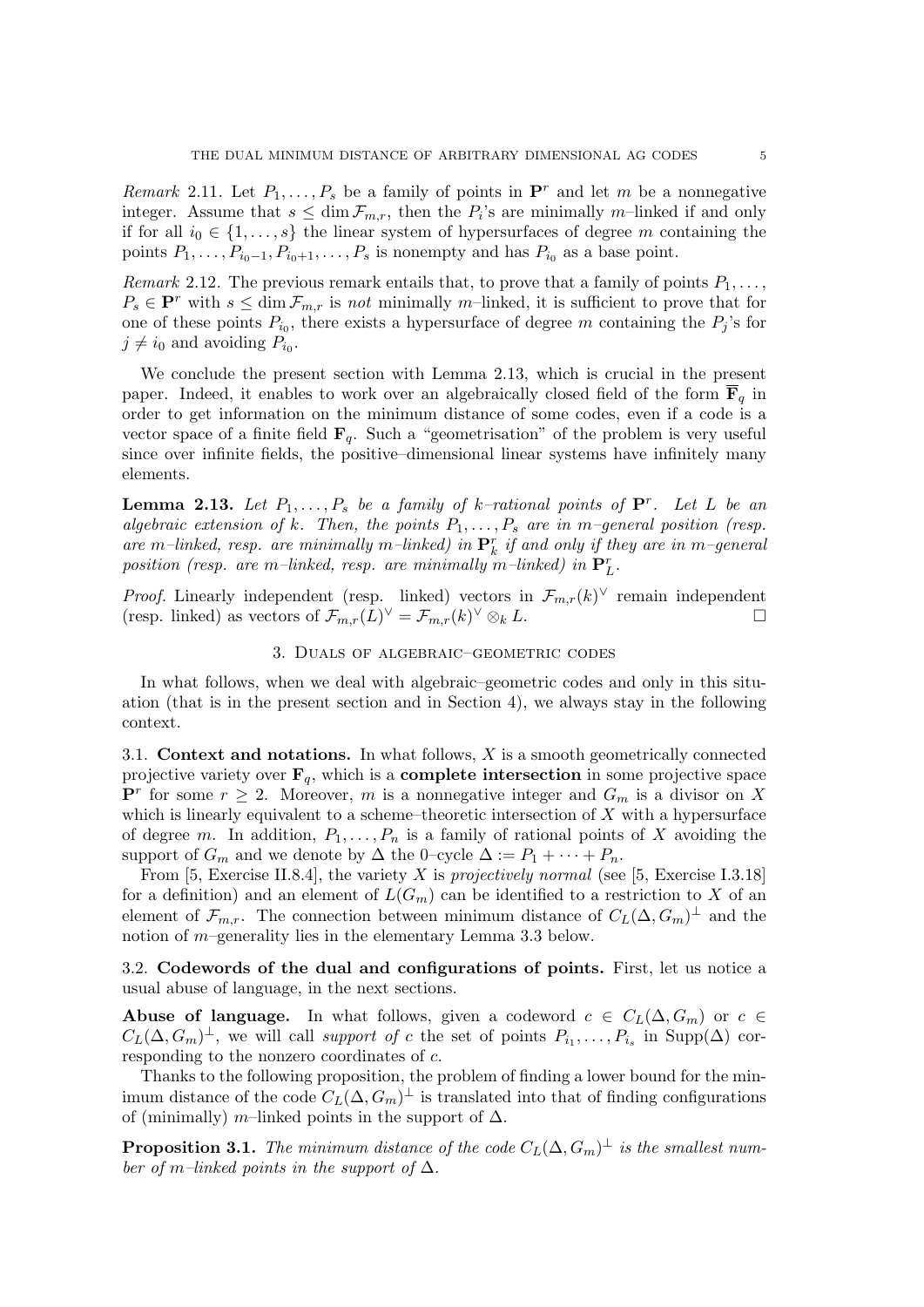*Remark* 2.11. Let $P_1, \ldots, P_s$ be a family of points in $\mathbf{P}^r$ and let $m$ be a nonnegative integer. Assume that $s \leq \dim \mathcal{F}_{m,r}$, then the $P_i$'s are minimally $m$–linked if and only if for all $i_0 \in \{1, \ldots, s\}$ the linear system of hypersurfaces of degree $m$ containing the points $P_1, \ldots, P_{i_0-1}, P_{i_0+1}, \ldots, P_s$ is nonempty and has $P_{i_0}$ as a base point.

*Remark* 2.12. The previous remark entails that, to prove that a family of points $P_1, \ldots, P_s \in \mathbf{P}^r$ with $s \leq \dim \mathcal{F}_{m,r}$ is *not* minimally $m$–linked, it is sufficient to prove that for one of these points $P_{i_0}$, there exists a hypersurface of degree $m$ containing the $P_j$'s for $j \neq i_0$ and avoiding $P_{i_0}$.

We conclude the present section with Lemma 2.13, which is crucial in the present paper. Indeed, it enables to work over an algebraically closed field of the form $\overline{\mathbf{F}}_q$ in order to get information on the minimum distance of some codes, even if a code is a vector space of a finite field $\mathbf{F}_q$. Such a "geometrisation" of the problem is very useful since over infinite fields, the positive–dimensional linear systems have infinitely many elements.

**Lemma 2.13.** *Let $P_1, \ldots, P_s$ be a family of $k$–rational points of $\mathbf{P}^r$. Let $L$ be an algebraic extension of $k$. Then, the points $P_1, \ldots, P_s$ are in $m$–general position (resp. are $m$–linked, resp. are minimally $m$–linked) in $\mathbf{P}^r_k$ if and only if they are in $m$–general position (resp. are $m$–linked, resp. are minimally $m$–linked) in $\mathbf{P}^r_L$.*

*Proof.* Linearly independent (resp. linked) vectors in $\mathcal{F}_{m,r}(k)^\vee$ remain independent (resp. linked) as vectors of $\mathcal{F}_{m,r}(L)^\vee = \mathcal{F}_{m,r}(k)^\vee \otimes_k L$. □

## 3. Duals of algebraic–geometric codes

In what follows, when we deal with algebraic–geometric codes and only in this situation (that is in the present section and in Section 4), we always stay in the following context.

### 3.1. Context and notations.

In what follows, $X$ is a smooth geometrically connected projective variety over $\mathbf{F}_q$, which is a **complete intersection** in some projective space $\mathbf{P}^r$ for some $r \geq 2$. Moreover, $m$ is a nonnegative integer and $G_m$ is a divisor on $X$ which is linearly equivalent to a scheme–theoretic intersection of $X$ with a hypersurface of degree $m$. In addition, $P_1, \ldots, P_n$ is a family of rational points of $X$ avoiding the support of $G_m$ and we denote by $\Delta$ the 0–cycle $\Delta := P_1 + \cdots + P_n$.

From [5, Exercise II.8.4], the variety $X$ is *projectively normal* (see [5, Exercise I.3.18] for a definition) and an element of $L(G_m)$ can be identified to a restriction to $X$ of an element of $\mathcal{F}_{m,r}$. The connection between minimum distance of $C_L(\Delta, G_m)^\perp$ and the notion of $m$–generality lies in the elementary Lemma 3.3 below.

### 3.2. Codewords of the dual and configurations of points.

First, let us notice a usual abuse of language, in the next sections.

**Abuse of language.** In what follows, given a codeword $c \in C_L(\Delta, G_m)$ or $c \in C_L(\Delta, G_m)^\perp$, we will call *support of c* the set of points $P_{i_1}, \ldots, P_{i_s}$ in $\mathrm{Supp}(\Delta)$ corresponding to the nonzero coordinates of $c$.

Thanks to the following proposition, the problem of finding a lower bound for the minimum distance of the code $C_L(\Delta, G_m)^\perp$ is translated into that of finding configurations of (minimally) $m$–linked points in the support of $\Delta$.

**Proposition 3.1.** *The minimum distance of the code $C_L(\Delta, G_m)^\perp$ is the smallest number of $m$–linked points in the support of $\Delta$.*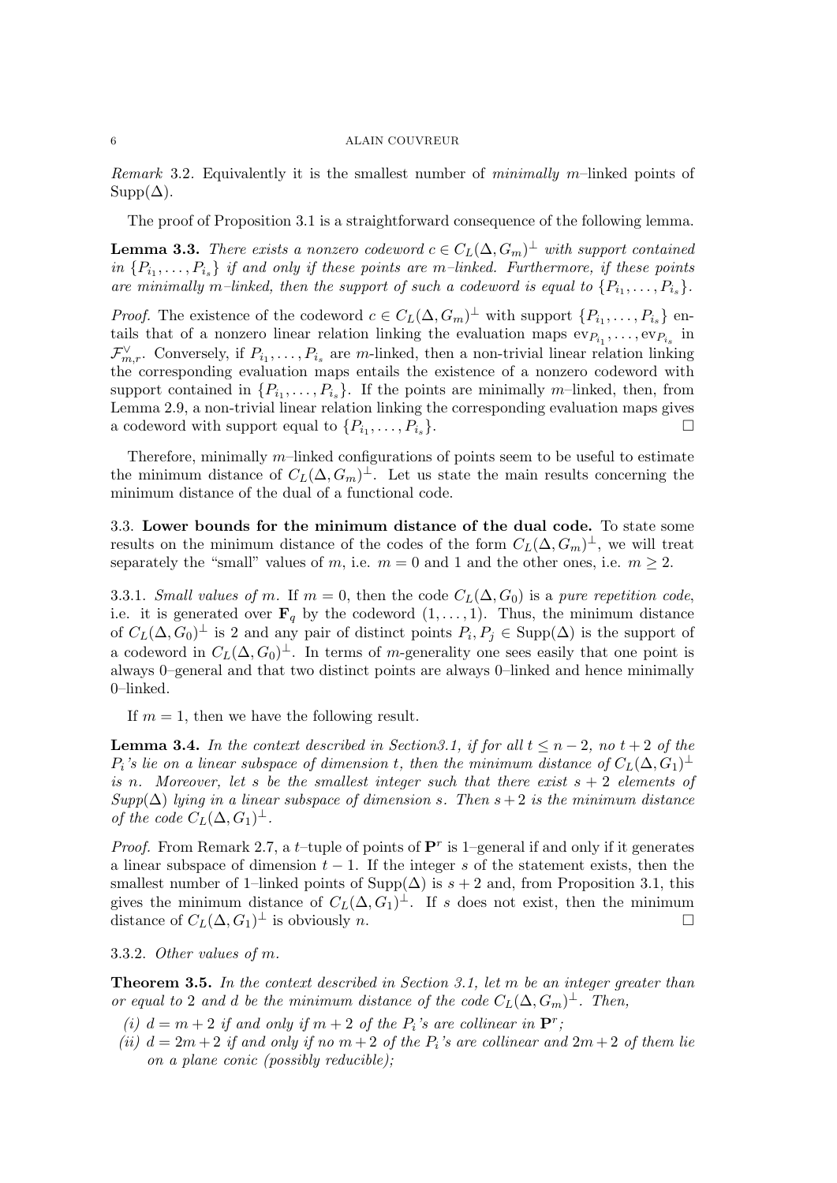*Remark* 3.2. Equivalently it is the smallest number of *minimally* $m$–linked points of $\mathrm{Supp}(\Delta)$.

The proof of Proposition 3.1 is a straightforward consequence of the following lemma.

**Lemma 3.3.** *There exists a nonzero codeword $c \in C_L(\Delta, G_m)^\perp$ with support contained in $\{P_{i_1}, \ldots, P_{i_s}\}$ if and only if these points are $m$–linked. Furthermore, if these points are minimally $m$–linked, then the support of such a codeword is equal to $\{P_{i_1}, \ldots, P_{i_s}\}$.*

*Proof.* The existence of the codeword $c \in C_L(\Delta, G_m)^\perp$ with support $\{P_{i_1}, \ldots, P_{i_s}\}$ entails that of a nonzero linear relation linking the evaluation maps $\mathrm{ev}_{P_{i_1}}, \ldots, \mathrm{ev}_{P_{i_s}}$ in $\mathcal{F}_{m,r}^\vee$. Conversely, if $P_{i_1}, \ldots, P_{i_s}$ are $m$-linked, then a non-trivial linear relation linking the corresponding evaluation maps entails the existence of a nonzero codeword with support contained in $\{P_{i_1}, \ldots, P_{i_s}\}$. If the points are minimally $m$–linked, then, from Lemma 2.9, a non-trivial linear relation linking the corresponding evaluation maps gives a codeword with support equal to $\{P_{i_1}, \ldots, P_{i_s}\}$. $\square$

Therefore, minimally $m$–linked configurations of points seem to be useful to estimate the minimum distance of $C_L(\Delta, G_m)^\perp$. Let us state the main results concerning the minimum distance of the dual of a functional code.

### 3.3. Lower bounds for the minimum distance of the dual code.

To state some results on the minimum distance of the codes of the form $C_L(\Delta, G_m)^\perp$, we will treat separately the "small" values of $m$, i.e. $m = 0$ and $1$ and the other ones, i.e. $m \geq 2$.

#### 3.3.1. *Small values of $m$.*

If $m = 0$, then the code $C_L(\Delta, G_0)$ is a *pure repetition code*, i.e. it is generated over $\mathbf{F}_q$ by the codeword $(1, \ldots, 1)$. Thus, the minimum distance of $C_L(\Delta, G_0)^\perp$ is 2 and any pair of distinct points $P_i, P_j \in \mathrm{Supp}(\Delta)$ is the support of a codeword in $C_L(\Delta, G_0)^\perp$. In terms of $m$-generality one sees easily that one point is always 0–general and that two distinct points are always 0–linked and hence minimally 0–linked.

If $m = 1$, then we have the following result.

**Lemma 3.4.** *In the context described in Section3.1, if for all $t \leq n - 2$, no $t + 2$ of the $P_i$'s lie on a linear subspace of dimension $t$, then the minimum distance of $C_L(\Delta, G_1)^\perp$ is $n$. Moreover, let $s$ be the smallest integer such that there exist $s + 2$ elements of $\mathrm{Supp}(\Delta)$ lying in a linear subspace of dimension $s$. Then $s + 2$ is the minimum distance of the code $C_L(\Delta, G_1)^\perp$.*

*Proof.* From Remark 2.7, a $t$–tuple of points of $\mathbf{P}^r$ is 1–general if and only if it generates a linear subspace of dimension $t - 1$. If the integer $s$ of the statement exists, then the smallest number of 1–linked points of $\mathrm{Supp}(\Delta)$ is $s + 2$ and, from Proposition 3.1, this gives the minimum distance of $C_L(\Delta, G_1)^\perp$. If $s$ does not exist, then the minimum distance of $C_L(\Delta, G_1)^\perp$ is obviously $n$. $\square$

#### 3.3.2. *Other values of $m$.*

**Theorem 3.5.** *In the context described in Section 3.1, let $m$ be an integer greater than or equal to 2 and $d$ be the minimum distance of the code $C_L(\Delta, G_m)^\perp$. Then,*

*(i) $d = m + 2$ if and only if $m + 2$ of the $P_i$'s are collinear in $\mathbf{P}^r$;*
*(ii) $d = 2m + 2$ if and only if no $m + 2$ of the $P_i$'s are collinear and $2m + 2$ of them lie on a plane conic (possibly reducible);*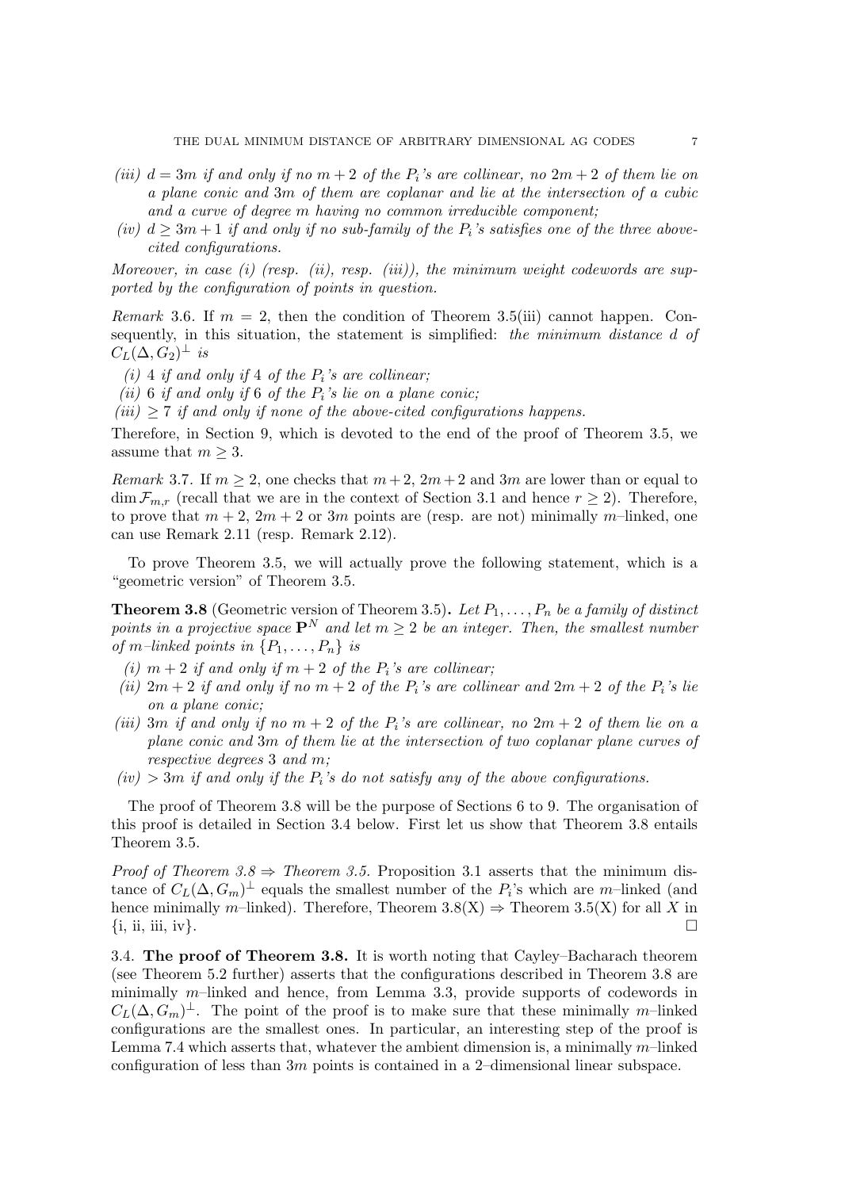*(iii)* $d = 3m$ *if and only if no* $m+2$ *of the* $P_i$*'s are collinear, no* $2m+2$ *of them lie on a plane conic and* $3m$ *of them are coplanar and lie at the intersection of a cubic and a curve of degree* $m$ *having no common irreducible component;*

*(iv)* $d \geq 3m+1$ *if and only if no sub-family of the* $P_i$*'s satisfies one of the three above-cited configurations.*

*Moreover, in case (i) (resp. (ii), resp. (iii)), the minimum weight codewords are supported by the configuration of points in question.*

*Remark* 3.6. If $m = 2$, then the condition of Theorem 3.5(iii) cannot happen. Consequently, in this situation, the statement is simplified: *the minimum distance* $d$ *of* $C_L(\Delta, G_2)^\perp$ *is*

*(i)* 4 *if and only if* 4 *of the* $P_i$*'s are collinear;*

*(ii)* 6 *if and only if* 6 *of the* $P_i$*'s lie on a plane conic;*

*(iii)* $\geq 7$ *if and only if none of the above-cited configurations happens.*

Therefore, in Section 9, which is devoted to the end of the proof of Theorem 3.5, we assume that $m \geq 3$.

*Remark* 3.7. If $m \geq 2$, one checks that $m+2$, $2m+2$ and $3m$ are lower than or equal to $\dim \mathcal{F}_{m,r}$ (recall that we are in the context of Section 3.1 and hence $r \geq 2$). Therefore, to prove that $m+2$, $2m+2$ or $3m$ points are (resp. are not) minimally $m$–linked, one can use Remark 2.11 (resp. Remark 2.12).

To prove Theorem 3.5, we will actually prove the following statement, which is a "geometric version" of Theorem 3.5.

**Theorem 3.8** (Geometric version of Theorem 3.5)**.** *Let* $P_1, \ldots, P_n$ *be a family of distinct points in a projective space* $\mathbf{P}^N$ *and let* $m \geq 2$ *be an integer. Then, the smallest number of* $m$*–linked points in* $\{P_1, \ldots, P_n\}$ *is*

*(i)* $m+2$ *if and only if* $m+2$ *of the* $P_i$*'s are collinear;*

*(ii)* $2m+2$ *if and only if no* $m+2$ *of the* $P_i$*'s are collinear and* $2m+2$ *of the* $P_i$*'s lie on a plane conic;*

*(iii)* $3m$ *if and only if no* $m+2$ *of the* $P_i$*'s are collinear, no* $2m+2$ *of them lie on a plane conic and* $3m$ *of them lie at the intersection of two coplanar plane curves of respective degrees* 3 *and* $m$*;*

*(iv)* $> 3m$ *if and only if the* $P_i$*'s do not satisfy any of the above configurations.*

The proof of Theorem 3.8 will be the purpose of Sections 6 to 9. The organisation of this proof is detailed in Section 3.4 below. First let us show that Theorem 3.8 entails Theorem 3.5.

*Proof of Theorem 3.8 ⇒ Theorem 3.5.* Proposition 3.1 asserts that the minimum distance of $C_L(\Delta, G_m)^\perp$ equals the smallest number of the $P_i$'s which are $m$–linked (and hence minimally $m$–linked). Therefore, Theorem 3.8(X) ⇒ Theorem 3.5(X) for all $X$ in {i, ii, iii, iv}. □

3.4. **The proof of Theorem 3.8.** It is worth noting that Cayley–Bacharach theorem (see Theorem 5.2 further) asserts that the configurations described in Theorem 3.8 are minimally $m$–linked and hence, from Lemma 3.3, provide supports of codewords in $C_L(\Delta, G_m)^\perp$. The point of the proof is to make sure that these minimally $m$–linked configurations are the smallest ones. In particular, an interesting step of the proof is Lemma 7.4 which asserts that, whatever the ambient dimension is, a minimally $m$–linked configuration of less than $3m$ points is contained in a 2–dimensional linear subspace.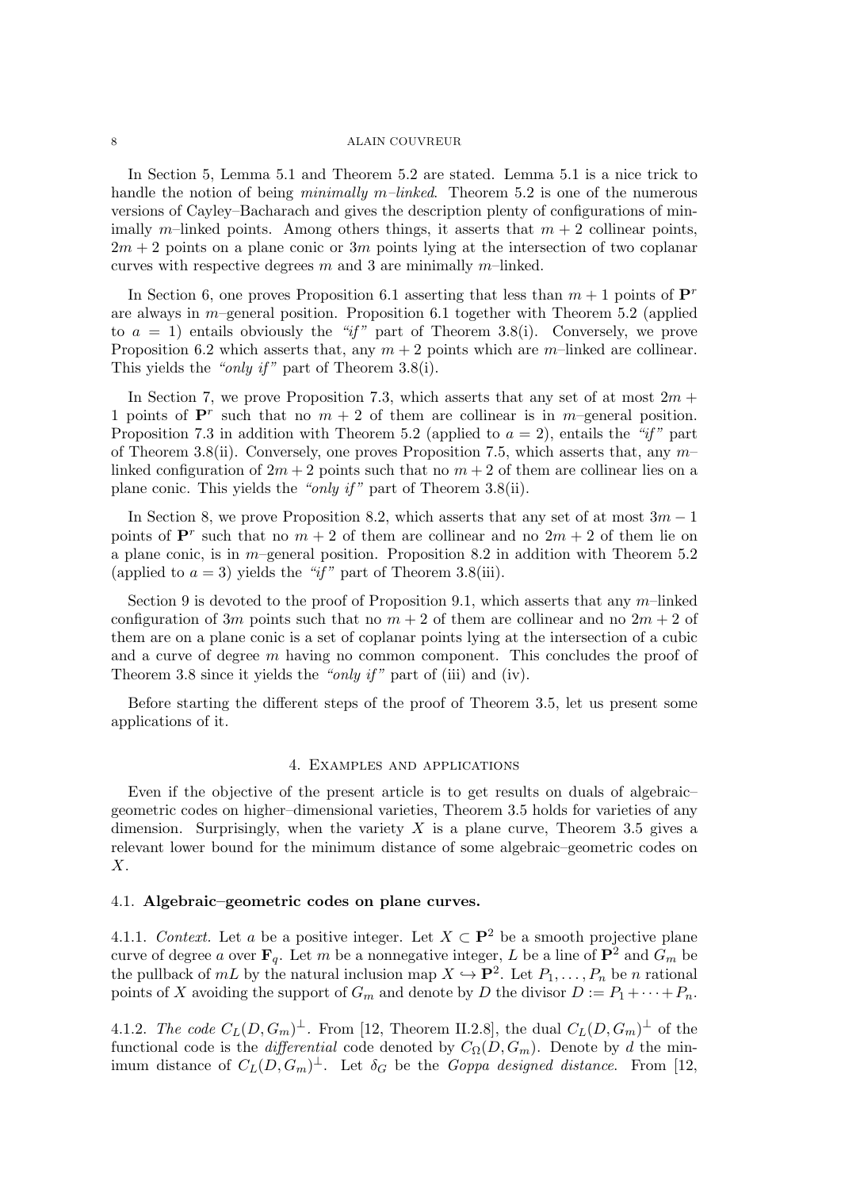In Section 5, Lemma 5.1 and Theorem 5.2 are stated. Lemma 5.1 is a nice trick to handle the notion of being *minimally $m$–linked*. Theorem 5.2 is one of the numerous versions of Cayley–Bacharach and gives the description plenty of configurations of minimally $m$–linked points. Among others things, it asserts that $m+2$ collinear points, $2m+2$ points on a plane conic or $3m$ points lying at the intersection of two coplanar curves with respective degrees $m$ and 3 are minimally $m$–linked.

In Section 6, one proves Proposition 6.1 asserting that less than $m+1$ points of $\mathbf{P}^r$ are always in $m$–general position. Proposition 6.1 together with Theorem 5.2 (applied to $a=1$) entails obviously the *"if"* part of Theorem 3.8(i). Conversely, we prove Proposition 6.2 which asserts that, any $m+2$ points which are $m$–linked are collinear. This yields the *"only if"* part of Theorem 3.8(i).

In Section 7, we prove Proposition 7.3, which asserts that any set of at most $2m+1$ points of $\mathbf{P}^r$ such that no $m+2$ of them are collinear is in $m$–general position. Proposition 7.3 in addition with Theorem 5.2 (applied to $a=2$), entails the *"if"* part of Theorem 3.8(ii). Conversely, one proves Proposition 7.5, which asserts that, any $m$–linked configuration of $2m+2$ points such that no $m+2$ of them are collinear lies on a plane conic. This yields the *"only if"* part of Theorem 3.8(ii).

In Section 8, we prove Proposition 8.2, which asserts that any set of at most $3m-1$ points of $\mathbf{P}^r$ such that no $m+2$ of them are collinear and no $2m+2$ of them lie on a plane conic, is in $m$–general position. Proposition 8.2 in addition with Theorem 5.2 (applied to $a=3$) yields the *"if"* part of Theorem 3.8(iii).

Section 9 is devoted to the proof of Proposition 9.1, which asserts that any $m$–linked configuration of $3m$ points such that no $m+2$ of them are collinear and no $2m+2$ of them are on a plane conic is a set of coplanar points lying at the intersection of a cubic and a curve of degree $m$ having no common component. This concludes the proof of Theorem 3.8 since it yields the *"only if"* part of (iii) and (iv).

Before starting the different steps of the proof of Theorem 3.5, let us present some applications of it.

## 4. Examples and applications

Even if the objective of the present article is to get results on duals of algebraic–geometric codes on higher–dimensional varieties, Theorem 3.5 holds for varieties of any dimension. Surprisingly, when the variety $X$ is a plane curve, Theorem 3.5 gives a relevant lower bound for the minimum distance of some algebraic–geometric codes on $X$.

### 4.1. Algebraic–geometric codes on plane curves.

4.1.1. *Context.* Let $a$ be a positive integer. Let $X \subset \mathbf{P}^2$ be a smooth projective plane curve of degree $a$ over $\mathbf{F}_q$. Let $m$ be a nonnegative integer, $L$ be a line of $\mathbf{P}^2$ and $G_m$ be the pullback of $mL$ by the natural inclusion map $X \hookrightarrow \mathbf{P}^2$. Let $P_1, \ldots, P_n$ be $n$ rational points of $X$ avoiding the support of $G_m$ and denote by $D$ the divisor $D := P_1 + \cdots + P_n$.

4.1.2. *The code $C_L(D, G_m)^{\perp}$.* From [12, Theorem II.2.8], the dual $C_L(D, G_m)^{\perp}$ of the functional code is the *differential* code denoted by $C_{\Omega}(D, G_m)$. Denote by $d$ the minimum distance of $C_L(D, G_m)^{\perp}$. Let $\delta_G$ be the *Goppa designed distance*. From [12,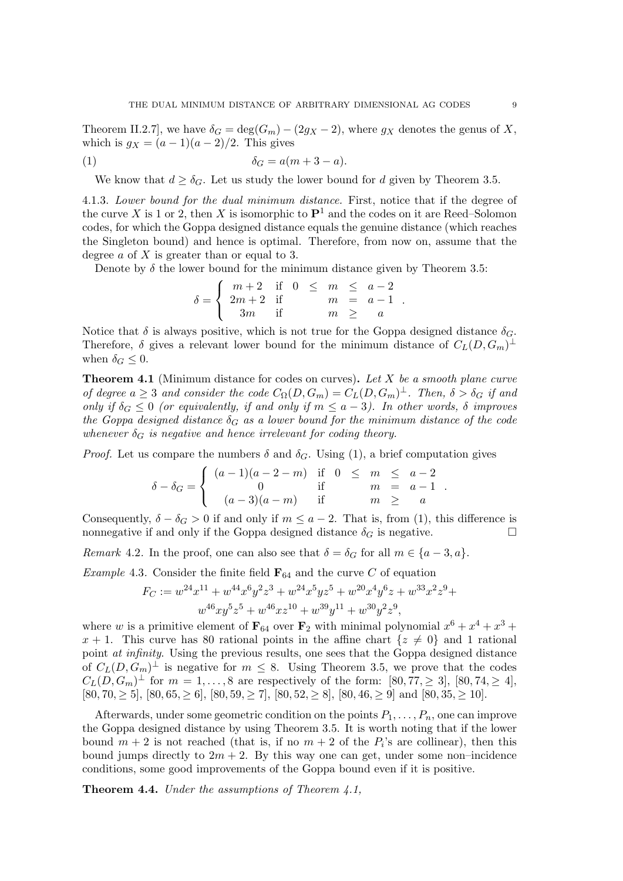Theorem II.2.7], we have $\delta_G = \deg(G_m) - (2g_X - 2)$, where $g_X$ denotes the genus of $X$, which is $g_X = (a-1)(a-2)/2$. This gives

$$\delta_G = a(m + 3 - a). \tag{1}$$

We know that $d \geq \delta_G$. Let us study the lower bound for $d$ given by Theorem 3.5.

4.1.3. *Lower bound for the dual minimum distance.* First, notice that if the degree of the curve $X$ is 1 or 2, then $X$ is isomorphic to $\mathbf{P}^1$ and the codes on it are Reed–Solomon codes, for which the Goppa designed distance equals the genuine distance (which reaches the Singleton bound) and hence is optimal. Therefore, from now on, assume that the degree $a$ of $X$ is greater than or equal to 3.

Denote by $\delta$ the lower bound for the minimum distance given by Theorem 3.5:

$$\delta = \begin{cases} m+2 & \text{if} \quad 0 \leq m \leq a-2 \\ 2m+2 & \text{if} \quad m = a-1 \\ 3m & \text{if} \quad m \geq a \end{cases}.$$

Notice that $\delta$ is always positive, which is not true for the Goppa designed distance $\delta_G$. Therefore, $\delta$ gives a relevant lower bound for the minimum distance of $C_L(D, G_m)^\perp$ when $\delta_G \leq 0$.

**Theorem 4.1** (Minimum distance for codes on curves)**.** *Let $X$ be a smooth plane curve of degree $a \geq 3$ and consider the code $C_\Omega(D, G_m) = C_L(D, G_m)^\perp$. Then, $\delta > \delta_G$ if and only if $\delta_G \leq 0$ (or equivalently, if and only if $m \leq a-3$). In other words, $\delta$ improves the Goppa designed distance $\delta_G$ as a lower bound for the minimum distance of the code whenever $\delta_G$ is negative and hence irrelevant for coding theory.*

*Proof.* Let us compare the numbers $\delta$ and $\delta_G$. Using (1), a brief computation gives

$$\delta - \delta_G = \begin{cases} (a-1)(a-2-m) & \text{if} \quad 0 \leq m \leq a-2 \\ 0 & \text{if} \quad m = a-1 \\ (a-3)(a-m) & \text{if} \quad m \geq a \end{cases}.$$

Consequently, $\delta - \delta_G > 0$ if and only if $m \leq a-2$. That is, from (1), this difference is nonnegative if and only if the Goppa designed distance $\delta_G$ is negative. $\square$

*Remark* 4.2. In the proof, one can also see that $\delta = \delta_G$ for all $m \in \{a-3, a\}$.

*Example* 4.3. Consider the finite field $\mathbf{F}_{64}$ and the curve $C$ of equation

$$F_C := w^{24}x^{11} + w^{44}x^6y^2z^3 + w^{24}x^5yz^5 + w^{20}x^4y^6z + w^{33}x^2z^9 + w^{46}xy^5z^5 + w^{46}xz^{10} + w^{39}y^{11} + w^{30}y^2z^9,$$

where $w$ is a primitive element of $\mathbf{F}_{64}$ over $\mathbf{F}_2$ with minimal polynomial $x^6 + x^4 + x^3 + x + 1$. This curve has 80 rational points in the affine chart $\{z \neq 0\}$ and 1 rational point *at infinity*. Using the previous results, one sees that the Goppa designed distance of $C_L(D, G_m)^\perp$ is negative for $m \leq 8$. Using Theorem 3.5, we prove that the codes $C_L(D, G_m)^\perp$ for $m = 1, \ldots, 8$ are respectively of the form: $[80, 77, \geq 3]$, $[80, 74, \geq 4]$, $[80, 70, \geq 5]$, $[80, 65, \geq 6]$, $[80, 59, \geq 7]$, $[80, 52, \geq 8]$, $[80, 46, \geq 9]$ and $[80, 35, \geq 10]$.

Afterwards, under some geometric condition on the points $P_1, \ldots, P_n$, one can improve the Goppa designed distance by using Theorem 3.5. It is worth noting that if the lower bound $m+2$ is not reached (that is, if no $m+2$ of the $P_i$'s are collinear), then this bound jumps directly to $2m+2$. By this way one can get, under some non–incidence conditions, some good improvements of the Goppa bound even if it is positive.

**Theorem 4.4.** *Under the assumptions of Theorem 4.1,*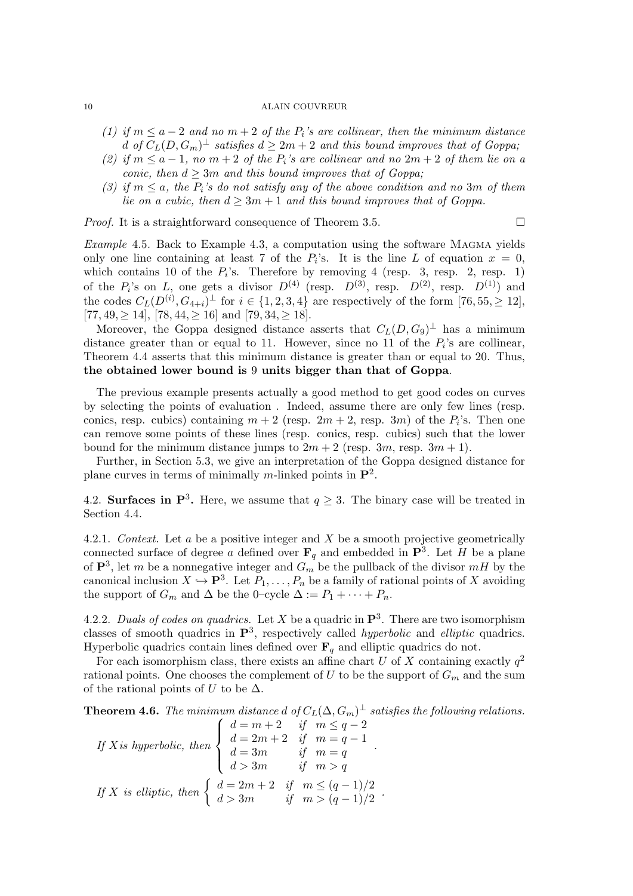(1) *if $m \leq a-2$ and no $m+2$ of the $P_i$'s are collinear, then the minimum distance $d$ of $C_L(D, G_m)^{\perp}$ satisfies $d \geq 2m+2$ and this bound improves that of Goppa;*

(2) *if $m \leq a-1$, no $m+2$ of the $P_i$'s are collinear and no $2m+2$ of them lie on a conic, then $d \geq 3m$ and this bound improves that of Goppa;*

(3) *if $m \leq a$, the $P_i$'s do not satisfy any of the above condition and no $3m$ of them lie on a cubic, then $d \geq 3m+1$ and this bound improves that of Goppa.*

*Proof.* It is a straightforward consequence of Theorem 3.5. □

*Example* 4.5. Back to Example 4.3, a computation using the software Magma yields only one line containing at least 7 of the $P_i$'s. It is the line $L$ of equation $x = 0$, which contains 10 of the $P_i$'s. Therefore by removing 4 (resp. 3, resp. 2, resp. 1) of the $P_i$'s on $L$, one gets a divisor $D^{(4)}$ (resp. $D^{(3)}$, resp. $D^{(2)}$, resp. $D^{(1)}$) and the codes $C_L(D^{(i)}, G_{4+i})^{\perp}$ for $i \in \{1, 2, 3, 4\}$ are respectively of the form $[76, 55, \geq 12]$, $[77, 49, \geq 14]$, $[78, 44, \geq 16]$ and $[79, 34, \geq 18]$.

Moreover, the Goppa designed distance asserts that $C_L(D, G_9)^{\perp}$ has a minimum distance greater than or equal to 11. However, since no 11 of the $P_i$'s are collinear, Theorem 4.4 asserts that this minimum distance is greater than or equal to 20. Thus, **the obtained lower bound is 9 units bigger than that of Goppa**.

The previous example presents actually a good method to get good codes on curves by selecting the points of evaluation . Indeed, assume there are only few lines (resp. conics, resp. cubics) containing $m+2$ (resp. $2m+2$, resp. $3m$) of the $P_i$'s. Then one can remove some points of these lines (resp. conics, resp. cubics) such that the lower bound for the minimum distance jumps to $2m+2$ (resp. $3m$, resp. $3m+1$).

Further, in Section 5.3, we give an interpretation of the Goppa designed distance for plane curves in terms of minimally $m$-linked points in $\mathbf{P}^2$.

## 4.2. Surfaces in $\mathbf{P}^3$.

Here, we assume that $q \geq 3$. The binary case will be treated in Section 4.4.

### 4.2.1. *Context.*

Let $a$ be a positive integer and $X$ be a smooth projective geometrically connected surface of degree $a$ defined over $\mathbf{F}_q$ and embedded in $\mathbf{P}^3$. Let $H$ be a plane of $\mathbf{P}^3$, let $m$ be a nonnegative integer and $G_m$ be the pullback of the divisor $mH$ by the canonical inclusion $X \hookrightarrow \mathbf{P}^3$. Let $P_1, \ldots, P_n$ be a family of rational points of $X$ avoiding the support of $G_m$ and $\Delta$ be the 0–cycle $\Delta := P_1 + \cdots + P_n$.

### 4.2.2. *Duals of codes on quadrics.*

Let $X$ be a quadric in $\mathbf{P}^3$. There are two isomorphism classes of smooth quadrics in $\mathbf{P}^3$, respectively called *hyperbolic* and *elliptic* quadrics. Hyperbolic quadrics contain lines defined over $\mathbf{F}_q$ and elliptic quadrics do not.

For each isomorphism class, there exists an affine chart $U$ of $X$ containing exactly $q^2$ rational points. One chooses the complement of $U$ to be the support of $G_m$ and the sum of the rational points of $U$ to be $\Delta$.

**Theorem 4.6.** *The minimum distance $d$ of $C_L(\Delta, G_m)^{\perp}$ satisfies the following relations.*

$$\text{If } X \text{ is hyperbolic, then } \begin{cases} d = m+2 & \text{if } m \leq q-2 \\ d = 2m+2 & \text{if } m = q-1 \\ d = 3m & \text{if } m = q \\ d > 3m & \text{if } m > q \end{cases}.$$

$$\text{If } X \text{ is elliptic, then } \begin{cases} d = 2m+2 & \text{if } m \leq (q-1)/2 \\ d > 3m & \text{if } m > (q-1)/2 \end{cases}.$$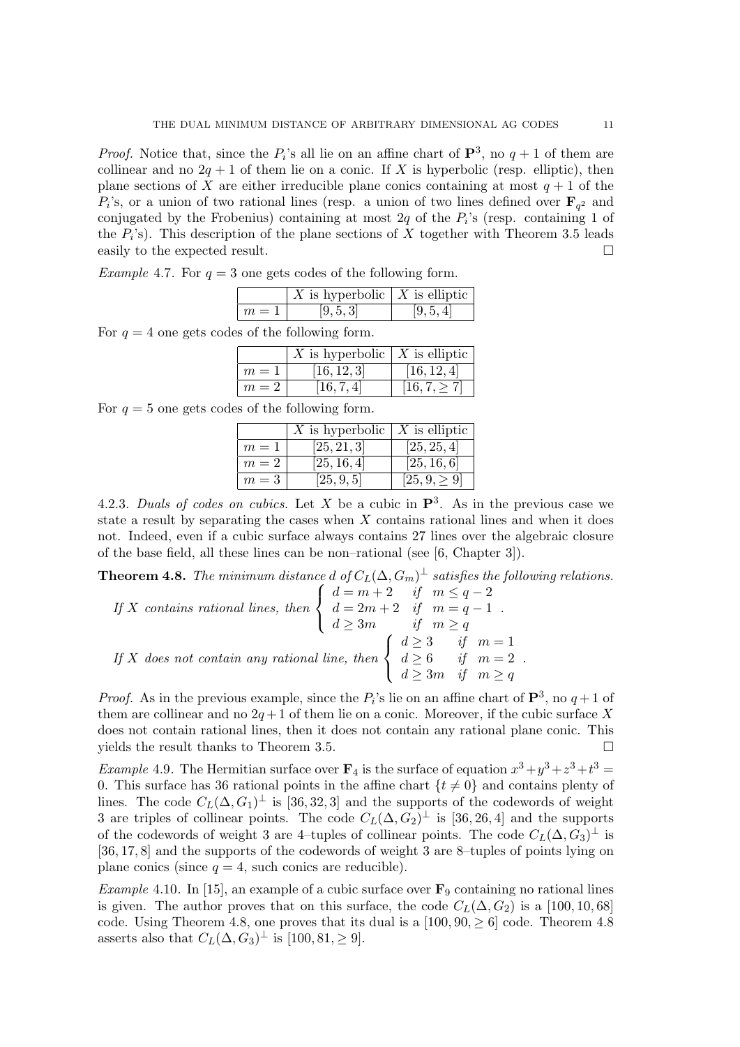*Proof.* Notice that, since the $P_i$'s all lie on an affine chart of $\mathbf{P}^3$, no $q+1$ of them are collinear and no $2q+1$ of them lie on a conic. If $X$ is hyperbolic (resp. elliptic), then plane sections of $X$ are either irreducible plane conics containing at most $q+1$ of the $P_i$'s, or a union of two rational lines (resp. a union of two lines defined over $\mathbf{F}_{q^2}$ and conjugated by the Frobenius) containing at most $2q$ of the $P_i$'s (resp. containing 1 of the $P_i$'s). This description of the plane sections of $X$ together with Theorem 3.5 leads easily to the expected result. □

*Example* 4.7. For $q=3$ one gets codes of the following form.

| | $X$ is hyperbolic | $X$ is elliptic |
|---|---|---|
| $m=1$ | $[9,5,3]$ | $[9,5,4]$ |

For $q=4$ one gets codes of the following form.

| | $X$ is hyperbolic | $X$ is elliptic |
|---|---|---|
| $m=1$ | $[16,12,3]$ | $[16,12,4]$ |
| $m=2$ | $[16,7,4]$ | $[16,7,\geq 7]$ |

For $q=5$ one gets codes of the following form.

| | $X$ is hyperbolic | $X$ is elliptic |
|---|---|---|
| $m=1$ | $[25,21,3]$ | $[25,25,4]$ |
| $m=2$ | $[25,16,4]$ | $[25,16,6]$ |
| $m=3$ | $[25,9,5]$ | $[25,9,\geq 9]$ |

4.2.3. *Duals of codes on cubics.* Let $X$ be a cubic in $\mathbf{P}^3$. As in the previous case we state a result by separating the cases when $X$ contains rational lines and when it does not. Indeed, even if a cubic surface always contains 27 lines over the algebraic closure of the base field, all these lines can be non–rational (see [6, Chapter 3]).

**Theorem 4.8.** *The minimum distance $d$ of $C_L(\Delta, G_m)^{\perp}$ satisfies the following relations.*

*If $X$ contains rational lines, then* $\begin{cases} d = m+2 & \text{if } m \leq q-2 \\ d = 2m+2 & \text{if } m = q-1 \\ d \geq 3m & \text{if } m \geq q \end{cases}$.

*If $X$ does not contain any rational line, then* $\begin{cases} d \geq 3 & \text{if } m = 1 \\ d \geq 6 & \text{if } m = 2 \\ d \geq 3m & \text{if } m \geq q \end{cases}$.

*Proof.* As in the previous example, since the $P_i$'s lie on an affine chart of $\mathbf{P}^3$, no $q+1$ of them are collinear and no $2q+1$ of them lie on a conic. Moreover, if the cubic surface $X$ does not contain rational lines, then it does not contain any rational plane conic. This yields the result thanks to Theorem 3.5. □

*Example* 4.9. The Hermitian surface over $\mathbf{F}_4$ is the surface of equation $x^3+y^3+z^3+t^3=0$. This surface has 36 rational points in the affine chart $\{t \neq 0\}$ and contains plenty of lines. The code $C_L(\Delta, G_1)^{\perp}$ is $[36,32,3]$ and the supports of the codewords of weight 3 are triples of collinear points. The code $C_L(\Delta, G_2)^{\perp}$ is $[36,26,4]$ and the supports of the codewords of weight 3 are 4–tuples of collinear points. The code $C_L(\Delta, G_3)^{\perp}$ is $[36,17,8]$ and the supports of the codewords of weight 3 are 8–tuples of points lying on plane conics (since $q=4$, such conics are reducible).

*Example* 4.10. In [15], an example of a cubic surface over $\mathbf{F}_9$ containing no rational lines is given. The author proves that on this surface, the code $C_L(\Delta, G_2)$ is a $[100,10,68]$ code. Using Theorem 4.8, one proves that its dual is a $[100,90,\geq 6]$ code. Theorem 4.8 asserts also that $C_L(\Delta, G_3)^{\perp}$ is $[100,81,\geq 9]$.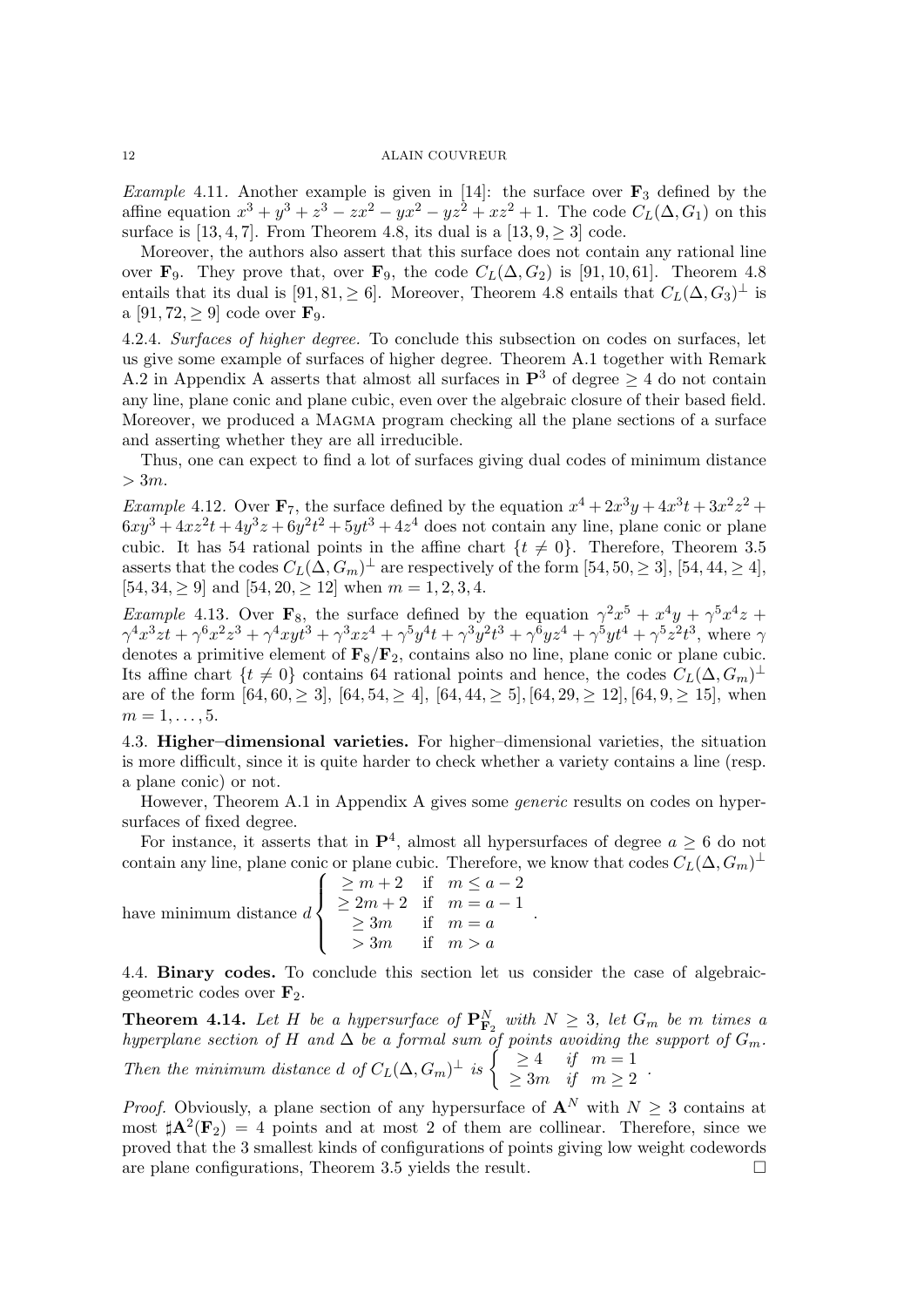*Example* 4.11. Another example is given in [14]: the surface over $\mathbf{F}_3$ defined by the affine equation $x^3+y^3+z^3-zx^2-yx^2-yz^2+xz^2+1$. The code $C_L(\Delta, G_1)$ on this surface is $[13,4,7]$. From Theorem 4.8, its dual is a $[13,9,\geq 3]$ code.

Moreover, the authors also assert that this surface does not contain any rational line over $\mathbf{F}_9$. They prove that, over $\mathbf{F}_9$, the code $C_L(\Delta, G_2)$ is $[91,10,61]$. Theorem 4.8 entails that its dual is $[91,81,\geq 6]$. Moreover, Theorem 4.8 entails that $C_L(\Delta, G_3)^{\perp}$ is a $[91,72,\geq 9]$ code over $\mathbf{F}_9$.

4.2.4. *Surfaces of higher degree.* To conclude this subsection on codes on surfaces, let us give some example of surfaces of higher degree. Theorem A.1 together with Remark A.2 in Appendix A asserts that almost all surfaces in $\mathbf{P}^3$ of degree $\geq 4$ do not contain any line, plane conic and plane cubic, even over the algebraic closure of their based field. Moreover, we produced a Magma program checking all the plane sections of a surface and asserting whether they are all irreducible.

Thus, one can expect to find a lot of surfaces giving dual codes of minimum distance $> 3m$.

*Example* 4.12. Over $\mathbf{F}_7$, the surface defined by the equation $x^4+2x^3y+4x^3t+3x^2z^2+6xy^3+4xz^2t+4y^3z+6y^2t^2+5yt^3+4z^4$ does not contain any line, plane conic or plane cubic. It has 54 rational points in the affine chart $\{t \neq 0\}$. Therefore, Theorem 3.5 asserts that the codes $C_L(\Delta, G_m)^{\perp}$ are respectively of the form $[54,50,\geq 3]$, $[54,44,\geq 4]$, $[54,34,\geq 9]$ and $[54,20,\geq 12]$ when $m=1,2,3,4$.

*Example* 4.13. Over $\mathbf{F}_8$, the surface defined by the equation $\gamma^2x^5+x^4y+\gamma^5x^4z+\gamma^4x^3zt+\gamma^6x^2z^3+\gamma^4xyt^3+\gamma^3xz^4+\gamma^5y^4t+\gamma^3y^2t^3+\gamma^6yz^4+\gamma^5yt^4+\gamma^5z^2t^3$, where $\gamma$ denotes a primitive element of $\mathbf{F}_8/\mathbf{F}_2$, contains also no line, plane conic or plane cubic. Its affine chart $\{t \neq 0\}$ contains 64 rational points and hence, the codes $C_L(\Delta, G_m)^{\perp}$ are of the form $[64,60,\geq 3]$, $[64,54,\geq 4]$, $[64,44,\geq 5]$, $[64,29,\geq 12]$, $[64,9,\geq 15]$, when $m=1,\ldots,5$.

4.3. **Higher–dimensional varieties.** For higher–dimensional varieties, the situation is more difficult, since it is quite harder to check whether a variety contains a line (resp. a plane conic) or not.

However, Theorem A.1 in Appendix A gives some *generic* results on codes on hypersurfaces of fixed degree.

For instance, it asserts that in $\mathbf{P}^4$, almost all hypersurfaces of degree $a \geq 6$ do not contain any line, plane conic or plane cubic. Therefore, we know that codes $C_L(\Delta, G_m)^{\perp}$ have minimum distance $d \begin{cases} \geq m+2 & \text{if} \quad m \leq a-2 \\ \geq 2m+2 & \text{if} \quad m = a-1 \\ \geq 3m & \text{if} \quad m = a \\ > 3m & \text{if} \quad m > a \end{cases}$.

4.4. **Binary codes.** To conclude this section let us consider the case of algebraic-geometric codes over $\mathbf{F}_2$.

**Theorem 4.14.** *Let $H$ be a hypersurface of $\mathbf{P}^N_{\mathbf{F}_2}$ with $N \geq 3$, let $G_m$ be $m$ times a hyperplane section of $H$ and $\Delta$ be a formal sum of points avoiding the support of $G_m$. Then the minimum distance $d$ of $C_L(\Delta, G_m)^{\perp}$ is* $\begin{cases} \geq 4 & \text{if} \quad m=1 \\ \geq 3m & \text{if} \quad m \geq 2 \end{cases}$.

*Proof.* Obviously, a plane section of any hypersurface of $\mathbf{A}^N$ with $N \geq 3$ contains at most $\sharp \mathbf{A}^2(\mathbf{F}_2) = 4$ points and at most 2 of them are collinear. Therefore, since we proved that the 3 smallest kinds of configurations of points giving low weight codewords are plane configurations, Theorem 3.5 yields the result. $\square$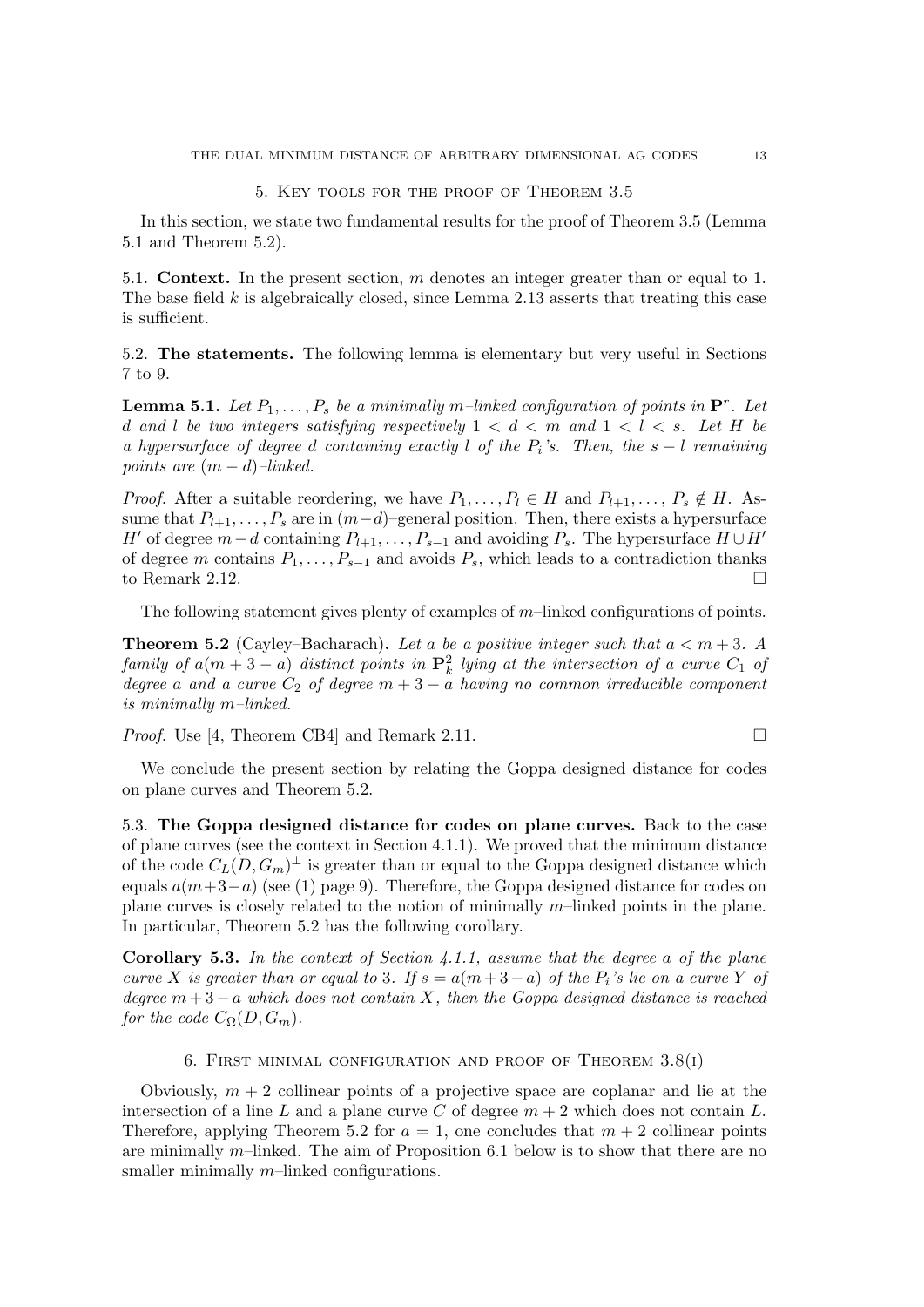## 5. Key tools for the proof of Theorem 3.5

In this section, we state two fundamental results for the proof of Theorem 3.5 (Lemma 5.1 and Theorem 5.2).

**5.1. Context.** In the present section, $m$ denotes an integer greater than or equal to 1. The base field $k$ is algebraically closed, since Lemma 2.13 asserts that treating this case is sufficient.

**5.2. The statements.** The following lemma is elementary but very useful in Sections 7 to 9.

**Lemma 5.1.** *Let $P_1, \ldots, P_s$ be a minimally $m$–linked configuration of points in $\mathbf{P}^r$. Let $d$ and $l$ be two integers satisfying respectively $1 < d < m$ and $1 < l < s$. Let $H$ be a hypersurface of degree $d$ containing exactly $l$ of the $P_i$'s. Then, the $s - l$ remaining points are $(m - d)$–linked.*

*Proof.* After a suitable reordering, we have $P_1, \ldots, P_l \in H$ and $P_{l+1}, \ldots, P_s \notin H$. Assume that $P_{l+1}, \ldots, P_s$ are in $(m-d)$–general position. Then, there exists a hypersurface $H'$ of degree $m-d$ containing $P_{l+1}, \ldots, P_{s-1}$ and avoiding $P_s$. The hypersurface $H \cup H'$ of degree $m$ contains $P_1, \ldots, P_{s-1}$ and avoids $P_s$, which leads to a contradiction thanks to Remark 2.12. □

The following statement gives plenty of examples of $m$–linked configurations of points.

**Theorem 5.2** (Cayley–Bacharach)**.** *Let $a$ be a positive integer such that $a < m + 3$. A family of $a(m + 3 - a)$ distinct points in $\mathbf{P}^2_k$ lying at the intersection of a curve $C_1$ of degree $a$ and a curve $C_2$ of degree $m + 3 - a$ having no common irreducible component is minimally $m$–linked.*

*Proof.* Use [4, Theorem CB4] and Remark 2.11. □

We conclude the present section by relating the Goppa designed distance for codes on plane curves and Theorem 5.2.

**5.3. The Goppa designed distance for codes on plane curves.** Back to the case of plane curves (see the context in Section 4.1.1). We proved that the minimum distance of the code $C_L(D, G_m)^{\perp}$ is greater than or equal to the Goppa designed distance which equals $a(m+3-a)$ (see (1) page 9). Therefore, the Goppa designed distance for codes on plane curves is closely related to the notion of minimally $m$–linked points in the plane. In particular, Theorem 5.2 has the following corollary.

**Corollary 5.3.** *In the context of Section 4.1.1, assume that the degree $a$ of the plane curve $X$ is greater than or equal to 3. If $s = a(m+3-a)$ of the $P_i$'s lie on a curve $Y$ of degree $m+3-a$ which does not contain $X$, then the Goppa designed distance is reached for the code $C_{\Omega}(D, G_m)$.*

## 6. First minimal configuration and proof of Theorem 3.8(i)

Obviously, $m + 2$ collinear points of a projective space are coplanar and lie at the intersection of a line $L$ and a plane curve $C$ of degree $m + 2$ which does not contain $L$. Therefore, applying Theorem 5.2 for $a = 1$, one concludes that $m + 2$ collinear points are minimally $m$–linked. The aim of Proposition 6.1 below is to show that there are no smaller minimally $m$–linked configurations.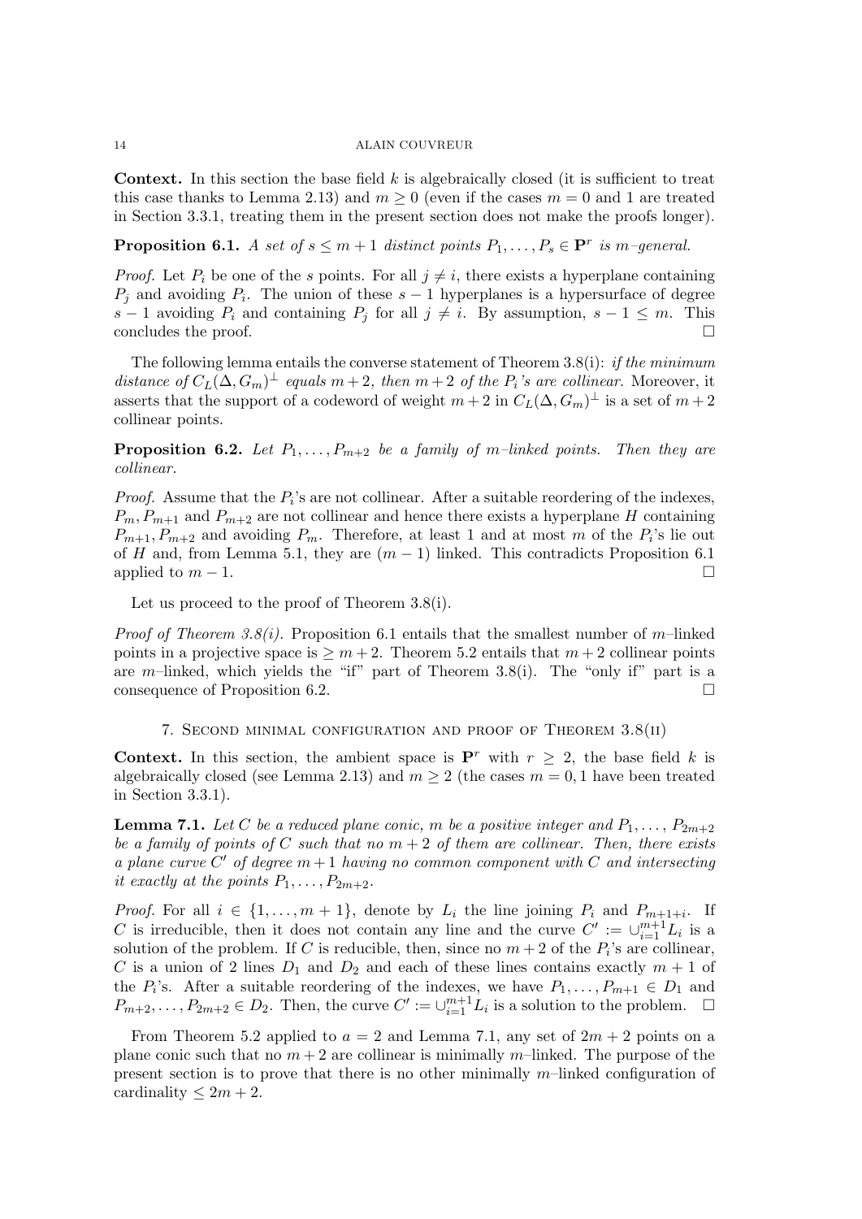**Context.** In this section the base field $k$ is algebraically closed (it is sufficient to treat this case thanks to Lemma 2.13) and $m \geq 0$ (even if the cases $m = 0$ and 1 are treated in Section 3.3.1, treating them in the present section does not make the proofs longer).

**Proposition 6.1.** *A set of $s \leq m + 1$ distinct points $P_1, \dots, P_s \in \mathbf{P}^r$ is $m$–general.*

*Proof.* Let $P_i$ be one of the $s$ points. For all $j \neq i$, there exists a hyperplane containing $P_j$ and avoiding $P_i$. The union of these $s - 1$ hyperplanes is a hypersurface of degree $s - 1$ avoiding $P_i$ and containing $P_j$ for all $j \neq i$. By assumption, $s - 1 \leq m$. This concludes the proof. $\square$

The following lemma entails the converse statement of Theorem 3.8(i): *if the minimum distance of $C_L(\Delta, G_m)^\perp$ equals $m + 2$, then $m + 2$ of the $P_i$'s are collinear.* Moreover, it asserts that the support of a codeword of weight $m + 2$ in $C_L(\Delta, G_m)^\perp$ is a set of $m + 2$ collinear points.

**Proposition 6.2.** *Let $P_1, \dots, P_{m+2}$ be a family of $m$–linked points. Then they are collinear.*

*Proof.* Assume that the $P_i$'s are not collinear. After a suitable reordering of the indexes, $P_m, P_{m+1}$ and $P_{m+2}$ are not collinear and hence there exists a hyperplane $H$ containing $P_{m+1}, P_{m+2}$ and avoiding $P_m$. Therefore, at least 1 and at most $m$ of the $P_i$'s lie out of $H$ and, from Lemma 5.1, they are $(m - 1)$ linked. This contradicts Proposition 6.1 applied to $m - 1$. $\square$

Let us proceed to the proof of Theorem 3.8(i).

*Proof of Theorem 3.8(i).* Proposition 6.1 entails that the smallest number of $m$–linked points in a projective space is $\geq m + 2$. Theorem 5.2 entails that $m + 2$ collinear points are $m$–linked, which yields the "if" part of Theorem 3.8(i). The "only if" part is a consequence of Proposition 6.2. $\square$

## 7. Second minimal configuration and proof of Theorem 3.8(ii)

**Context.** In this section, the ambient space is $\mathbf{P}^r$ with $r \geq 2$, the base field $k$ is algebraically closed (see Lemma 2.13) and $m \geq 2$ (the cases $m = 0, 1$ have been treated in Section 3.3.1).

**Lemma 7.1.** *Let $C$ be a reduced plane conic, $m$ be a positive integer and $P_1, \dots, P_{2m+2}$ be a family of points of $C$ such that no $m + 2$ of them are collinear. Then, there exists a plane curve $C'$ of degree $m + 1$ having no common component with $C$ and intersecting it exactly at the points $P_1, \dots, P_{2m+2}$.*

*Proof.* For all $i \in \{1, \dots, m + 1\}$, denote by $L_i$ the line joining $P_i$ and $P_{m+1+i}$. If $C$ is irreducible, then it does not contain any line and the curve $C' := \cup_{i=1}^{m+1} L_i$ is a solution of the problem. If $C$ is reducible, then, since no $m + 2$ of the $P_i$'s are collinear, $C$ is a union of 2 lines $D_1$ and $D_2$ and each of these lines contains exactly $m + 1$ of the $P_i$'s. After a suitable reordering of the indexes, we have $P_1, \dots, P_{m+1} \in D_1$ and $P_{m+2}, \dots, P_{2m+2} \in D_2$. Then, the curve $C' := \cup_{i=1}^{m+1} L_i$ is a solution to the problem. $\square$

From Theorem 5.2 applied to $a = 2$ and Lemma 7.1, any set of $2m + 2$ points on a plane conic such that no $m + 2$ are collinear is minimally $m$–linked. The purpose of the present section is to prove that there is no other minimally $m$–linked configuration of cardinality $\leq 2m + 2$.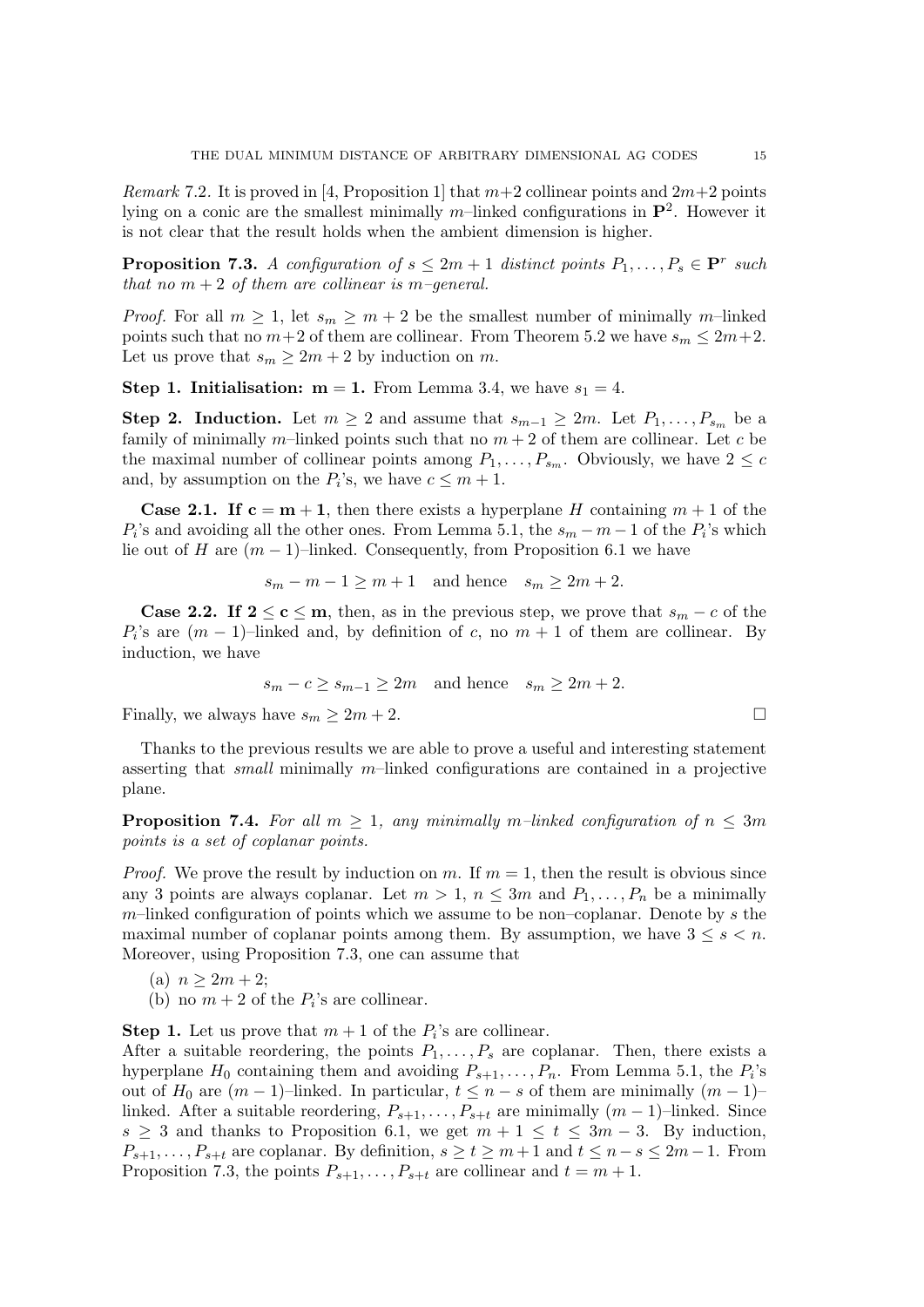*Remark* 7.2. It is proved in [4, Proposition 1] that $m+2$ collinear points and $2m+2$ points lying on a conic are the smallest minimally $m$–linked configurations in $\mathbf{P}^2$. However it is not clear that the result holds when the ambient dimension is higher.

**Proposition 7.3.** *A configuration of $s \leq 2m+1$ distinct points $P_1, \ldots, P_s \in \mathbf{P}^r$ such that no $m+2$ of them are collinear is $m$–general.*

*Proof.* For all $m \geq 1$, let $s_m \geq m+2$ be the smallest number of minimally $m$–linked points such that no $m+2$ of them are collinear. From Theorem 5.2 we have $s_m \leq 2m+2$. Let us prove that $s_m \geq 2m+2$ by induction on $m$.

**Step 1. Initialisation: $\mathbf{m = 1}$.** From Lemma 3.4, we have $s_1 = 4$.

**Step 2. Induction.** Let $m \geq 2$ and assume that $s_{m-1} \geq 2m$. Let $P_1, \ldots, P_{s_m}$ be a family of minimally $m$–linked points such that no $m+2$ of them are collinear. Let $c$ be the maximal number of collinear points among $P_1, \ldots, P_{s_m}$. Obviously, we have $2 \leq c$ and, by assumption on the $P_i$'s, we have $c \leq m+1$.

**Case 2.1. If $\mathbf{c = m+1}$**, then there exists a hyperplane $H$ containing $m+1$ of the $P_i$'s and avoiding all the other ones. From Lemma 5.1, the $s_m - m - 1$ of the $P_i$'s which lie out of $H$ are $(m-1)$–linked. Consequently, from Proposition 6.1 we have

$$s_m - m - 1 \geq m+1 \quad \text{and hence} \quad s_m \geq 2m+2.$$

**Case 2.2. If $\mathbf{2 \leq c \leq m}$**, then, as in the previous step, we prove that $s_m - c$ of the $P_i$'s are $(m-1)$–linked and, by definition of $c$, no $m+1$ of them are collinear. By induction, we have

$$s_m - c \geq s_{m-1} \geq 2m \quad \text{and hence} \quad s_m \geq 2m+2.$$

Finally, we always have $s_m \geq 2m+2$. □

Thanks to the previous results we are able to prove a useful and interesting statement asserting that *small* minimally $m$–linked configurations are contained in a projective plane.

**Proposition 7.4.** *For all $m \geq 1$, any minimally $m$–linked configuration of $n \leq 3m$ points is a set of coplanar points.*

*Proof.* We prove the result by induction on $m$. If $m = 1$, then the result is obvious since any 3 points are always coplanar. Let $m > 1$, $n \leq 3m$ and $P_1, \ldots, P_n$ be a minimally $m$–linked configuration of points which we assume to be non–coplanar. Denote by $s$ the maximal number of coplanar points among them. By assumption, we have $3 \leq s < n$. Moreover, using Proposition 7.3, one can assume that

(a) $n \geq 2m+2$;
(b) no $m+2$ of the $P_i$'s are collinear.

**Step 1.** Let us prove that $m+1$ of the $P_i$'s are collinear.
After a suitable reordering, the points $P_1, \ldots, P_s$ are coplanar. Then, there exists a hyperplane $H_0$ containing them and avoiding $P_{s+1}, \ldots, P_n$. From Lemma 5.1, the $P_i$'s out of $H_0$ are $(m-1)$–linked. In particular, $t \leq n-s$ of them are minimally $(m-1)$–linked. After a suitable reordering, $P_{s+1}, \ldots, P_{s+t}$ are minimally $(m-1)$–linked. Since $s \geq 3$ and thanks to Proposition 6.1, we get $m+1 \leq t \leq 3m-3$. By induction, $P_{s+1}, \ldots, P_{s+t}$ are coplanar. By definition, $s \geq t \geq m+1$ and $t \leq n-s \leq 2m-1$. From Proposition 7.3, the points $P_{s+1}, \ldots, P_{s+t}$ are collinear and $t = m+1$.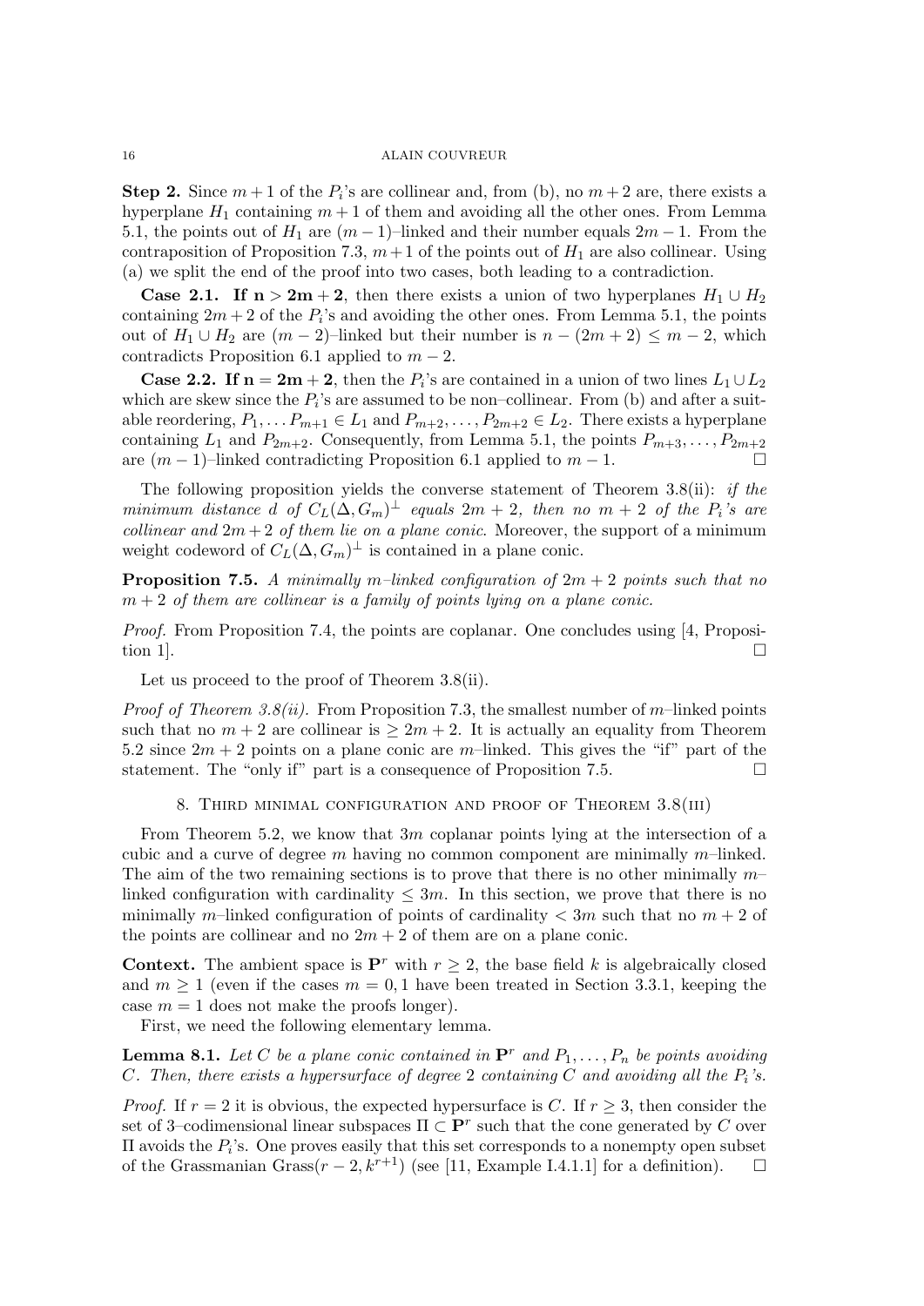**Step 2.** Since $m+1$ of the $P_i$'s are collinear and, from (b), no $m+2$ are, there exists a hyperplane $H_1$ containing $m+1$ of them and avoiding all the other ones. From Lemma 5.1, the points out of $H_1$ are $(m-1)$–linked and their number equals $2m-1$. From the contraposition of Proposition 7.3, $m+1$ of the points out of $H_1$ are also collinear. Using (a) we split the end of the proof into two cases, both leading to a contradiction.

**Case 2.1. If $\mathbf{n > 2m+2}$**, then there exists a union of two hyperplanes $H_1 \cup H_2$ containing $2m+2$ of the $P_i$'s and avoiding the other ones. From Lemma 5.1, the points out of $H_1 \cup H_2$ are $(m-2)$–linked but their number is $n-(2m+2) \leq m-2$, which contradicts Proposition 6.1 applied to $m-2$.

**Case 2.2. If $\mathbf{n = 2m+2}$**, then the $P_i$'s are contained in a union of two lines $L_1 \cup L_2$ which are skew since the $P_i$'s are assumed to be non–collinear. From (b) and after a suitable reordering, $P_1, \dots P_{m+1} \in L_1$ and $P_{m+2}, \dots, P_{2m+2} \in L_2$. There exists a hyperplane containing $L_1$ and $P_{2m+2}$. Consequently, from Lemma 5.1, the points $P_{m+3}, \dots, P_{2m+2}$ are $(m-1)$–linked contradicting Proposition 6.1 applied to $m-1$. ☐

The following proposition yields the converse statement of Theorem 3.8(ii): *if the minimum distance $d$ of $C_L(\Delta, G_m)^{\perp}$ equals $2m+2$, then no $m+2$ of the $P_i$'s are collinear and $2m+2$ of them lie on a plane conic*. Moreover, the support of a minimum weight codeword of $C_L(\Delta, G_m)^{\perp}$ is contained in a plane conic.

**Proposition 7.5.** *A minimally $m$–linked configuration of $2m+2$ points such that no $m+2$ of them are collinear is a family of points lying on a plane conic.*

*Proof.* From Proposition 7.4, the points are coplanar. One concludes using [4, Proposition 1]. ☐

Let us proceed to the proof of Theorem 3.8(ii).

*Proof of Theorem 3.8(ii).* From Proposition 7.3, the smallest number of $m$–linked points such that no $m+2$ are collinear is $\geq 2m+2$. It is actually an equality from Theorem 5.2 since $2m+2$ points on a plane conic are $m$–linked. This gives the "if" part of the statement. The "only if" part is a consequence of Proposition 7.5. ☐

## 8. Third minimal configuration and proof of Theorem 3.8(iii)

From Theorem 5.2, we know that $3m$ coplanar points lying at the intersection of a cubic and a curve of degree $m$ having no common component are minimally $m$–linked. The aim of the two remaining sections is to prove that there is no other minimally $m$–linked configuration with cardinality $\leq 3m$. In this section, we prove that there is no minimally $m$–linked configuration of points of cardinality $< 3m$ such that no $m+2$ of the points are collinear and no $2m+2$ of them are on a plane conic.

**Context.** The ambient space is $\mathbf{P}^r$ with $r \geq 2$, the base field $k$ is algebraically closed and $m \geq 1$ (even if the cases $m = 0, 1$ have been treated in Section 3.3.1, keeping the case $m = 1$ does not make the proofs longer).

First, we need the following elementary lemma.

**Lemma 8.1.** *Let $C$ be a plane conic contained in $\mathbf{P}^r$ and $P_1, \dots, P_n$ be points avoiding $C$. Then, there exists a hypersurface of degree 2 containing $C$ and avoiding all the $P_i$'s.*

*Proof.* If $r = 2$ it is obvious, the expected hypersurface is $C$. If $r \geq 3$, then consider the set of 3–codimensional linear subspaces $\Pi \subset \mathbf{P}^r$ such that the cone generated by $C$ over $\Pi$ avoids the $P_i$'s. One proves easily that this set corresponds to a nonempty open subset of the Grassmanian $\mathrm{Grass}(r-2, k^{r+1})$ (see [11, Example I.4.1.1] for a definition). ☐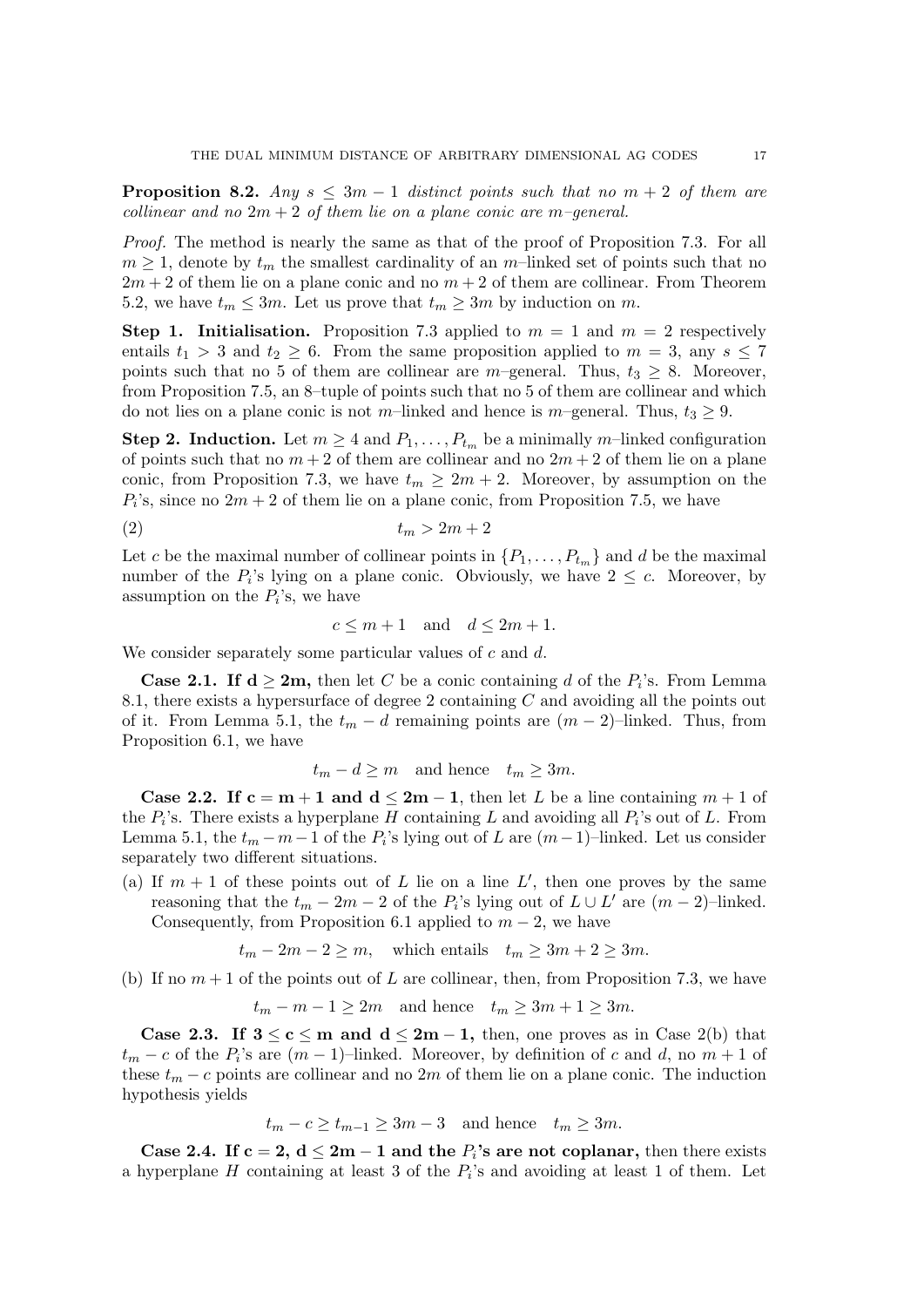**Proposition 8.2.** *Any $s \leq 3m-1$ distinct points such that no $m+2$ of them are collinear and no $2m+2$ of them lie on a plane conic are $m$–general.*

*Proof.* The method is nearly the same as that of the proof of Proposition 7.3. For all $m \geq 1$, denote by $t_m$ the smallest cardinality of an $m$–linked set of points such that no $2m+2$ of them lie on a plane conic and no $m+2$ of them are collinear. From Theorem 5.2, we have $t_m \leq 3m$. Let us prove that $t_m \geq 3m$ by induction on $m$.

**Step 1. Initialisation.** Proposition 7.3 applied to $m=1$ and $m=2$ respectively entails $t_1 > 3$ and $t_2 \geq 6$. From the same proposition applied to $m=3$, any $s \leq 7$ points such that no 5 of them are collinear are $m$–general. Thus, $t_3 \geq 8$. Moreover, from Proposition 7.5, an 8–tuple of points such that no 5 of them are collinear and which do not lies on a plane conic is not $m$–linked and hence is $m$–general. Thus, $t_3 \geq 9$.

**Step 2. Induction.** Let $m \geq 4$ and $P_1, \ldots, P_{t_m}$ be a minimally $m$–linked configuration of points such that no $m+2$ of them are collinear and no $2m+2$ of them lie on a plane conic, from Proposition 7.3, we have $t_m \geq 2m+2$. Moreover, by assumption on the $P_i$'s, since no $2m+2$ of them lie on a plane conic, from Proposition 7.5, we have

$$t_m > 2m+2 \tag{2}$$

Let $c$ be the maximal number of collinear points in $\{P_1, \ldots, P_{t_m}\}$ and $d$ be the maximal number of the $P_i$'s lying on a plane conic. Obviously, we have $2 \leq c$. Moreover, by assumption on the $P_i$'s, we have

$$c \leq m+1 \quad \text{and} \quad d \leq 2m+1.$$

We consider separately some particular values of $c$ and $d$.

**Case 2.1. If $\mathbf{d \geq 2m}$,** then let $C$ be a conic containing $d$ of the $P_i$'s. From Lemma 8.1, there exists a hypersurface of degree 2 containing $C$ and avoiding all the points out of it. From Lemma 5.1, the $t_m - d$ remaining points are $(m-2)$–linked. Thus, from Proposition 6.1, we have

$$t_m - d \geq m \quad \text{and hence} \quad t_m \geq 3m.$$

**Case 2.2. If $\mathbf{c = m+1}$ and $\mathbf{d \leq 2m-1}$,** then let $L$ be a line containing $m+1$ of the $P_i$'s. There exists a hyperplane $H$ containing $L$ and avoiding all $P_i$'s out of $L$. From Lemma 5.1, the $t_m - m - 1$ of the $P_i$'s lying out of $L$ are $(m-1)$–linked. Let us consider separately two different situations.

(a) If $m+1$ of these points out of $L$ lie on a line $L'$, then one proves by the same reasoning that the $t_m - 2m - 2$ of the $P_i$'s lying out of $L \cup L'$ are $(m-2)$–linked. Consequently, from Proposition 6.1 applied to $m-2$, we have

$$t_m - 2m - 2 \geq m, \quad \text{which entails} \quad t_m \geq 3m+2 \geq 3m.$$

(b) If no $m+1$ of the points out of $L$ are collinear, then, from Proposition 7.3, we have

$$t_m - m - 1 \geq 2m \quad \text{and hence} \quad t_m \geq 3m+1 \geq 3m.$$

**Case 2.3. If $\mathbf{3 \leq c \leq m}$ and $\mathbf{d \leq 2m-1}$,** then, one proves as in Case 2(b) that $t_m - c$ of the $P_i$'s are $(m-1)$–linked. Moreover, by definition of $c$ and $d$, no $m+1$ of these $t_m - c$ points are collinear and no $2m$ of them lie on a plane conic. The induction hypothesis yields

$$t_m - c \geq t_{m-1} \geq 3m-3 \quad \text{and hence} \quad t_m \geq 3m.$$

**Case 2.4. If $\mathbf{c = 2}$, $\mathbf{d \leq 2m-1}$ and the $\mathbf{P_i}$'s are not coplanar,** then there exists a hyperplane $H$ containing at least 3 of the $P_i$'s and avoiding at least 1 of them. Let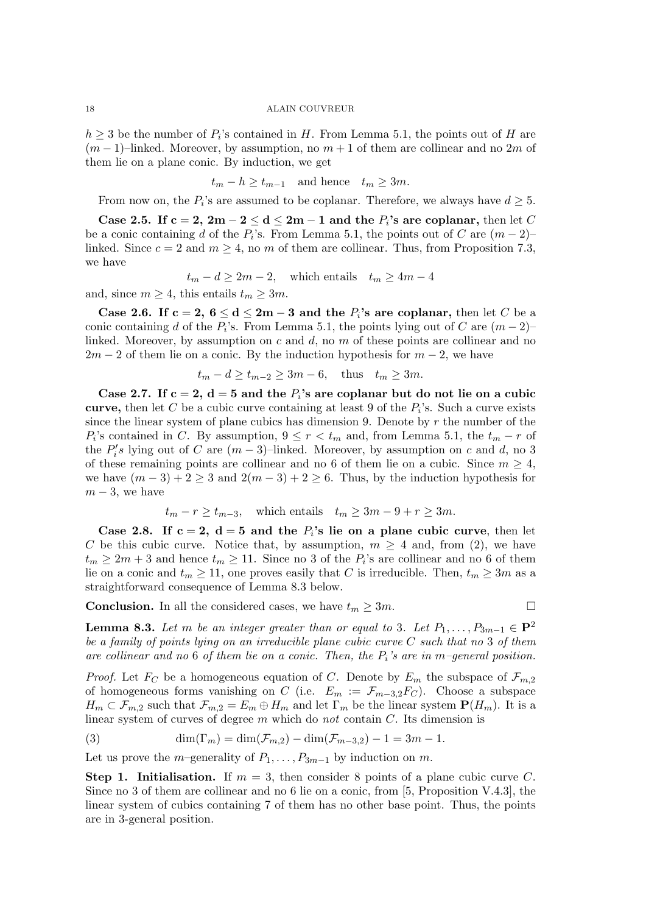$h \geq 3$ be the number of $P_i$'s contained in $H$. From Lemma 5.1, the points out of $H$ are $(m-1)$–linked. Moreover, by assumption, no $m+1$ of them are collinear and no $2m$ of them lie on a plane conic. By induction, we get

$$t_m - h \geq t_{m-1} \quad \text{and hence} \quad t_m \geq 3m.$$

From now on, the $P_i$'s are assumed to be coplanar. Therefore, we always have $d \geq 5$.

**Case 2.5. If $\mathbf{c = 2}$, $\mathbf{2m-2 \leq d \leq 2m-1}$ and the $\mathbf{P_i}$'s are coplanar,** then let $C$ be a conic containing $d$ of the $P_i$'s. From Lemma 5.1, the points out of $C$ are $(m-2)$–linked. Since $c = 2$ and $m \geq 4$, no $m$ of them are collinear. Thus, from Proposition 7.3, we have

$$t_m - d \geq 2m-2, \quad \text{which entails} \quad t_m \geq 4m-4$$

and, since $m \geq 4$, this entails $t_m \geq 3m$.

**Case 2.6. If $\mathbf{c = 2}$, $\mathbf{6 \leq d \leq 2m-3}$ and the $\mathbf{P_i}$'s are coplanar,** then let $C$ be a conic containing $d$ of the $P_i$'s. From Lemma 5.1, the points lying out of $C$ are $(m-2)$–linked. Moreover, by assumption on $c$ and $d$, no $m$ of these points are collinear and no $2m-2$ of them lie on a conic. By the induction hypothesis for $m-2$, we have

$$t_m - d \geq t_{m-2} \geq 3m-6, \quad \text{thus} \quad t_m \geq 3m.$$

**Case 2.7. If $\mathbf{c = 2}$, $\mathbf{d = 5}$ and the $\mathbf{P_i}$'s are coplanar but do not lie on a cubic curve,** then let $C$ be a cubic curve containing at least 9 of the $P_i$'s. Such a curve exists since the linear system of plane cubics has dimension 9. Denote by $r$ the number of the $P_i$'s contained in $C$. By assumption, $9 \leq r < t_m$ and, from Lemma 5.1, the $t_m - r$ of the $P_i's$ lying out of $C$ are $(m-3)$–linked. Moreover, by assumption on $c$ and $d$, no 3 of these remaining points are collinear and no 6 of them lie on a cubic. Since $m \geq 4$, we have $(m-3)+2 \geq 3$ and $2(m-3)+2 \geq 6$. Thus, by the induction hypothesis for $m-3$, we have

$$t_m - r \geq t_{m-3}, \quad \text{which entails} \quad t_m \geq 3m-9+r \geq 3m.$$

**Case 2.8. If $\mathbf{c = 2}$, $\mathbf{d = 5}$ and the $\mathbf{P_i}$'s lie on a plane cubic curve**, then let $C$ be this cubic curve. Notice that, by assumption, $m \geq 4$ and, from (2), we have $t_m \geq 2m+3$ and hence $t_m \geq 11$. Since no 3 of the $P_i$'s are collinear and no 6 of them lie on a conic and $t_m \geq 11$, one proves easily that $C$ is irreducible. Then, $t_m \geq 3m$ as a straightforward consequence of Lemma 8.3 below.

**Conclusion.** In all the considered cases, we have $t_m \geq 3m$. $\square$

**Lemma 8.3.** *Let $m$ be an integer greater than or equal to 3. Let $P_1, \ldots, P_{3m-1} \in \mathbf{P}^2$ be a family of points lying on an irreducible plane cubic curve $C$ such that no 3 of them are collinear and no 6 of them lie on a conic. Then, the $P_i$'s are in $m$–general position.*

*Proof.* Let $F_C$ be a homogeneous equation of $C$. Denote by $E_m$ the subspace of $\mathcal{F}_{m,2}$ of homogeneous forms vanishing on $C$ (i.e. $E_m := \mathcal{F}_{m-3,2}F_C$). Choose a subspace $H_m \subset \mathcal{F}_{m,2}$ such that $\mathcal{F}_{m,2} = E_m \oplus H_m$ and let $\Gamma_m$ be the linear system $\mathbf{P}(H_m)$. It is a linear system of curves of degree $m$ which do *not* contain $C$. Its dimension is

$$\dim(\Gamma_m) = \dim(\mathcal{F}_{m,2}) - \dim(\mathcal{F}_{m-3,2}) - 1 = 3m-1. \tag{3}$$

Let us prove the $m$–generality of $P_1, \ldots, P_{3m-1}$ by induction on $m$.

**Step 1. Initialisation.** If $m = 3$, then consider 8 points of a plane cubic curve $C$. Since no 3 of them are collinear and no 6 lie on a conic, from [5, Proposition V.4.3], the linear system of cubics containing 7 of them has no other base point. Thus, the points are in 3-general position.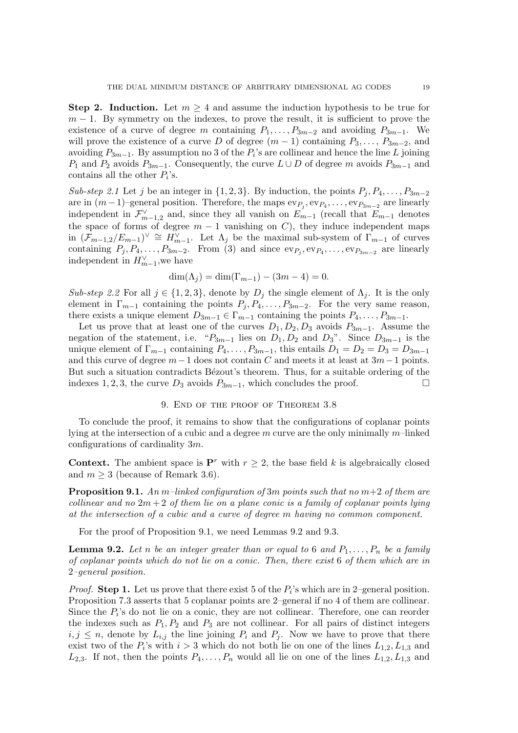**Step 2. Induction.** Let $m \geq 4$ and assume the induction hypothesis to be true for $m-1$. By symmetry on the indexes, to prove the result, it is sufficient to prove the existence of a curve of degree $m$ containing $P_1, \ldots, P_{3m-2}$ and avoiding $P_{3m-1}$. We will prove the existence of a curve $D$ of degree $(m-1)$ containing $P_3, \ldots, P_{3m-2}$, and avoiding $P_{3m-1}$. By assumption no 3 of the $P_i$'s are collinear and hence the line $L$ joining $P_1$ and $P_2$ avoids $P_{3m-1}$. Consequently, the curve $L \cup D$ of degree $m$ avoids $P_{3m-1}$ and contains all the other $P_i$'s.

*Sub-step 2.1* Let $j$ be an integer in $\{1, 2, 3\}$. By induction, the points $P_j, P_4, \ldots, P_{3m-2}$ are in $(m-1)$–general position. Therefore, the maps $\mathrm{ev}_{P_j}, \mathrm{ev}_{P_4}, \ldots, \mathrm{ev}_{P_{3m-2}}$ are linearly independent in $\mathcal{F}_{m-1,2}^{\vee}$ and, since they all vanish on $E_{m-1}$ (recall that $E_{m-1}$ denotes the space of forms of degree $m-1$ vanishing on $C$), they induce independent maps in $(\mathcal{F}_{m-1,2}/E_{m-1})^{\vee} \cong H_{m-1}^{\vee}$. Let $\Lambda_j$ be the maximal sub-system of $\Gamma_{m-1}$ of curves containing $P_j, P_4, \ldots, P_{3m-2}$. From (3) and since $\mathrm{ev}_{P_j}, \mathrm{ev}_{P_4}, \ldots, \mathrm{ev}_{P_{3m-2}}$ are linearly independent in $H_{m-1}^{\vee}$,we have

$$\dim(\Lambda_j) = \dim(\Gamma_{m-1}) - (3m-4) = 0.$$

*Sub-step 2.2* For all $j \in \{1, 2, 3\}$, denote by $D_j$ the single element of $\Lambda_j$. It is the only element in $\Gamma_{m-1}$ containing the points $P_j, P_4, \ldots, P_{3m-2}$. For the very same reason, there exists a unique element $D_{3m-1} \in \Gamma_{m-1}$ containing the points $P_4, \ldots, P_{3m-1}$.

Let us prove that at least one of the curves $D_1, D_2, D_3$ avoids $P_{3m-1}$. Assume the negation of the statement, i.e. "$P_{3m-1}$ lies on $D_1, D_2$ and $D_3$". Since $D_{3m-1}$ is the unique element of $\Gamma_{m-1}$ containing $P_4, \ldots, P_{3m-1}$, this entails $D_1 = D_2 = D_3 = D_{3m-1}$ and this curve of degree $m-1$ does not contain $C$ and meets it at least at $3m-1$ points. But such a situation contradicts Bézout's theorem. Thus, for a suitable ordering of the indexes 1, 2, 3, the curve $D_3$ avoids $P_{3m-1}$, which concludes the proof. □

## 9. End of the proof of Theorem 3.8

To conclude the proof, it remains to show that the configurations of coplanar points lying at the intersection of a cubic and a degree $m$ curve are the only minimally $m$–linked configurations of cardinality $3m$.

**Context.** The ambient space is $\mathbf{P}^r$ with $r \geq 2$, the base field $k$ is algebraically closed and $m \geq 3$ (because of Remark 3.6).

**Proposition 9.1.** *An $m$–linked configuration of $3m$ points such that no $m+2$ of them are collinear and no $2m+2$ of them lie on a plane conic is a family of coplanar points lying at the intersection of a cubic and a curve of degree $m$ having no common component.*

For the proof of Proposition 9.1, we need Lemmas 9.2 and 9.3.

**Lemma 9.2.** *Let $n$ be an integer greater than or equal to 6 and $P_1, \ldots, P_n$ be a family of coplanar points which do not lie on a conic. Then, there exist 6 of them which are in 2–general position.*

*Proof.* **Step 1.** Let us prove that there exist 5 of the $P_i$'s which are in 2–general position. Proposition 7.3 asserts that 5 coplanar points are 2–general if no 4 of them are collinear. Since the $P_i$'s do not lie on a conic, they are not collinear. Therefore, one can reorder the indexes such as $P_1, P_2$ and $P_3$ are not collinear. For all pairs of distinct integers $i, j \leq n$, denote by $L_{i,j}$ the line joining $P_i$ and $P_j$. Now we have to prove that there exist two of the $P_i$'s with $i > 3$ which do not both lie on one of the lines $L_{1,2}, L_{1,3}$ and $L_{2,3}$. If not, then the points $P_4, \ldots, P_n$ would all lie on one of the lines $L_{1,2}, L_{1,3}$ and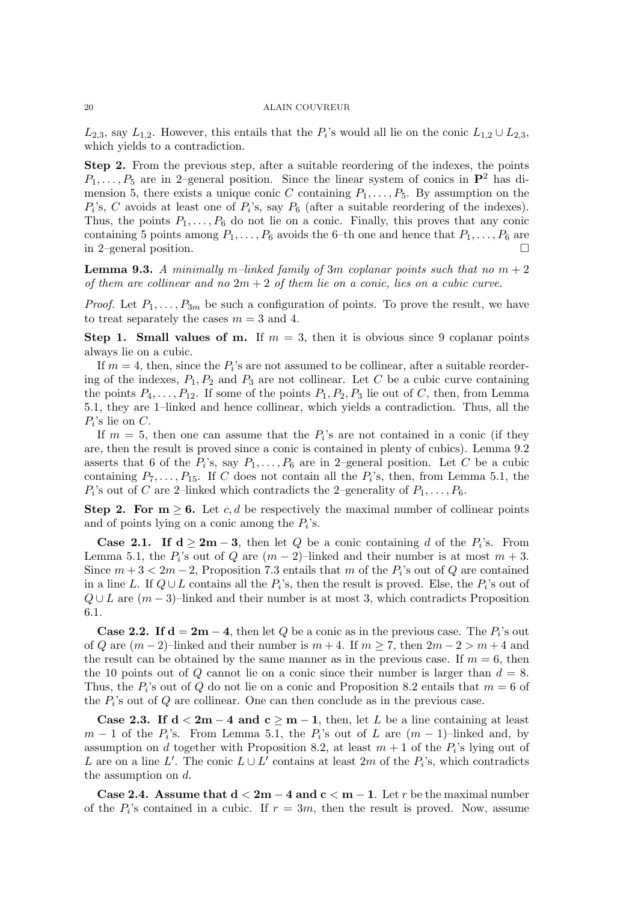$L_{2,3}$, say $L_{1,2}$. However, this entails that the $P_i$'s would all lie on the conic $L_{1,2} \cup L_{2,3}$, which yields to a contradiction.

**Step 2.** From the previous step, after a suitable reordering of the indexes, the points $P_1, \ldots, P_5$ are in 2–general position. Since the linear system of conics in $\mathbf{P}^2$ has dimension 5, there exists a unique conic $C$ containing $P_1, \ldots, P_5$. By assumption on the $P_i$'s, $C$ avoids at least one of $P_i$'s, say $P_6$ (after a suitable reordering of the indexes). Thus, the points $P_1, \ldots, P_6$ do not lie on a conic. Finally, this proves that any conic containing 5 points among $P_1, \ldots, P_6$ avoids the 6–th one and hence that $P_1, \ldots, P_6$ are in 2–general position. □

**Lemma 9.3.** *A minimally $m$–linked family of $3m$ coplanar points such that no $m+2$ of them are collinear and no $2m+2$ of them lie on a conic, lies on a cubic curve.*

*Proof.* Let $P_1, \ldots, P_{3m}$ be such a configuration of points. To prove the result, we have to treat separately the cases $m = 3$ and 4.

**Step 1. Small values of m.** If $m = 3$, then it is obvious since 9 coplanar points always lie on a cubic.

If $m = 4$, then, since the $P_i$'s are not assumed to be collinear, after a suitable reordering of the indexes, $P_1, P_2$ and $P_3$ are not collinear. Let $C$ be a cubic curve containing the points $P_4, \ldots, P_{12}$. If some of the points $P_1, P_2, P_3$ lie out of $C$, then, from Lemma 5.1, they are 1–linked and hence collinear, which yields a contradiction. Thus, all the $P_i$'s lie on $C$.

If $m = 5$, then one can assume that the $P_i$'s are not contained in a conic (if they are, then the result is proved since a conic is contained in plenty of cubics). Lemma 9.2 asserts that 6 of the $P_i$'s, say $P_1, \ldots, P_6$ are in 2–general position. Let $C$ be a cubic containing $P_7, \ldots, P_{15}$. If $C$ does not contain all the $P_i$'s, then, from Lemma 5.1, the $P_i$'s out of $C$ are 2–linked which contradicts the 2–generality of $P_1, \ldots, P_6$.

**Step 2. For $\mathbf{m \geq 6}$.** Let $c, d$ be respectively the maximal number of collinear points and of points lying on a conic among the $P_i$'s.

**Case 2.1. If $\mathbf{d \geq 2m - 3}$**, then let $Q$ be a conic containing $d$ of the $P_i$'s. From Lemma 5.1, the $P_i$'s out of $Q$ are $(m-2)$–linked and their number is at most $m+3$. Since $m + 3 < 2m - 2$, Proposition 7.3 entails that $m$ of the $P_i$'s out of $Q$ are contained in a line $L$. If $Q \cup L$ contains all the $P_i$'s, then the result is proved. Else, the $P_i$'s out of $Q \cup L$ are $(m-3)$–linked and their number is at most 3, which contradicts Proposition 6.1.

**Case 2.2. If $\mathbf{d = 2m - 4}$**, then let $Q$ be a conic as in the previous case. The $P_i$'s out of $Q$ are $(m-2)$–linked and their number is $m+4$. If $m \geq 7$, then $2m - 2 > m + 4$ and the result can be obtained by the same manner as in the previous case. If $m = 6$, then the 10 points out of $Q$ cannot lie on a conic since their number is larger than $d = 8$. Thus, the $P_i$'s out of $Q$ do not lie on a conic and Proposition 8.2 entails that $m = 6$ of the $P_i$'s out of $Q$ are collinear. One can then conclude as in the previous case.

**Case 2.3. If $\mathbf{d < 2m - 4}$ and $\mathbf{c \geq m - 1}$**, then, let $L$ be a line containing at least $m - 1$ of the $P_i$'s. From Lemma 5.1, the $P_i$'s out of $L$ are $(m-1)$–linked and, by assumption on $d$ together with Proposition 8.2, at least $m + 1$ of the $P_i$'s lying out of $L$ are on a line $L'$. The conic $L \cup L'$ contains at least $2m$ of the $P_i$'s, which contradicts the assumption on $d$.

**Case 2.4. Assume that $\mathbf{d < 2m - 4}$ and $\mathbf{c < m - 1}$.** Let $r$ be the maximal number of the $P_i$'s contained in a cubic. If $r = 3m$, then the result is proved. Now, assume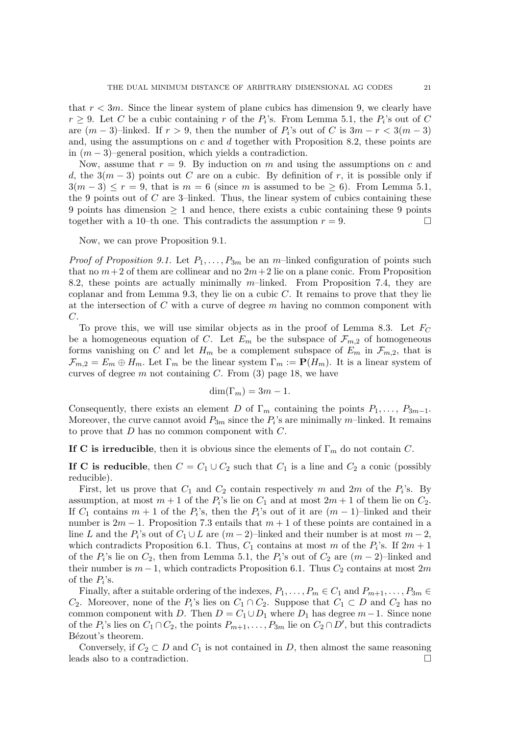that $r < 3m$. Since the linear system of plane cubics has dimension 9, we clearly have $r \geq 9$. Let $C$ be a cubic containing $r$ of the $P_i$'s. From Lemma 5.1, the $P_i$'s out of $C$ are $(m-3)$–linked. If $r > 9$, then the number of $P_i$'s out of $C$ is $3m - r < 3(m-3)$ and, using the assumptions on $c$ and $d$ together with Proposition 8.2, these points are in $(m-3)$–general position, which yields a contradiction.

Now, assume that $r = 9$. By induction on $m$ and using the assumptions on $c$ and $d$, the $3(m-3)$ points out $C$ are on a cubic. By definition of $r$, it is possible only if $3(m-3) \leq r = 9$, that is $m = 6$ (since $m$ is assumed to be $\geq 6$). From Lemma 5.1, the 9 points out of $C$ are 3–linked. Thus, the linear system of cubics containing these 9 points has dimension $\geq 1$ and hence, there exists a cubic containing these 9 points together with a 10–th one. This contradicts the assumption $r = 9$. □

Now, we can prove Proposition 9.1.

*Proof of Proposition 9.1.* Let $P_1, \ldots, P_{3m}$ be an $m$–linked configuration of points such that no $m+2$ of them are collinear and no $2m+2$ lie on a plane conic. From Proposition 8.2, these points are actually minimally $m$–linked. From Proposition 7.4, they are coplanar and from Lemma 9.3, they lie on a cubic $C$. It remains to prove that they lie at the intersection of $C$ with a curve of degree $m$ having no common component with $C$.

To prove this, we will use similar objects as in the proof of Lemma 8.3. Let $F_C$ be a homogeneous equation of $C$. Let $E_m$ be the subspace of $\mathcal{F}_{m,2}$ of homogeneous forms vanishing on $C$ and let $H_m$ be a complement subspace of $E_m$ in $\mathcal{F}_{m,2}$, that is $\mathcal{F}_{m,2} = E_m \oplus H_m$. Let $\Gamma_m$ be the linear system $\Gamma_m := \mathbf{P}(H_m)$. It is a linear system of curves of degree $m$ not containing $C$. From (3) page 18, we have

$$\dim(\Gamma_m) = 3m - 1.$$

Consequently, there exists an element $D$ of $\Gamma_m$ containing the points $P_1, \ldots, P_{3m-1}$. Moreover, the curve cannot avoid $P_{3m}$ since the $P_i$'s are minimally $m$–linked. It remains to prove that $D$ has no common component with $C$.

**If C is irreducible**, then it is obvious since the elements of $\Gamma_m$ do not contain $C$.

**If C is reducible**, then $C = C_1 \cup C_2$ such that $C_1$ is a line and $C_2$ a conic (possibly reducible).

First, let us prove that $C_1$ and $C_2$ contain respectively $m$ and $2m$ of the $P_i$'s. By assumption, at most $m+1$ of the $P_i$'s lie on $C_1$ and at most $2m+1$ of them lie on $C_2$. If $C_1$ contains $m+1$ of the $P_i$'s, then the $P_i$'s out of it are $(m-1)$–linked and their number is $2m-1$. Proposition 7.3 entails that $m+1$ of these points are contained in a line $L$ and the $P_i$'s out of $C_1 \cup L$ are $(m-2)$–linked and their number is at most $m-2$, which contradicts Proposition 6.1. Thus, $C_1$ contains at most $m$ of the $P_i$'s. If $2m+1$ of the $P_i$'s lie on $C_2$, then from Lemma 5.1, the $P_i$'s out of $C_2$ are $(m-2)$–linked and their number is $m-1$, which contradicts Proposition 6.1. Thus $C_2$ contains at most $2m$ of the $P_i$'s.

Finally, after a suitable ordering of the indexes, $P_1, \ldots, P_m \in C_1$ and $P_{m+1}, \ldots, P_{3m} \in C_2$. Moreover, none of the $P_i$'s lies on $C_1 \cap C_2$. Suppose that $C_1 \subset D$ and $C_2$ has no common component with $D$. Then $D = C_1 \cup D_1$ where $D_1$ has degree $m-1$. Since none of the $P_i$'s lies on $C_1 \cap C_2$, the points $P_{m+1}, \ldots, P_{3m}$ lie on $C_2 \cap D'$, but this contradicts Bézout's theorem.

Conversely, if $C_2 \subset D$ and $C_1$ is not contained in $D$, then almost the same reasoning leads also to a contradiction. □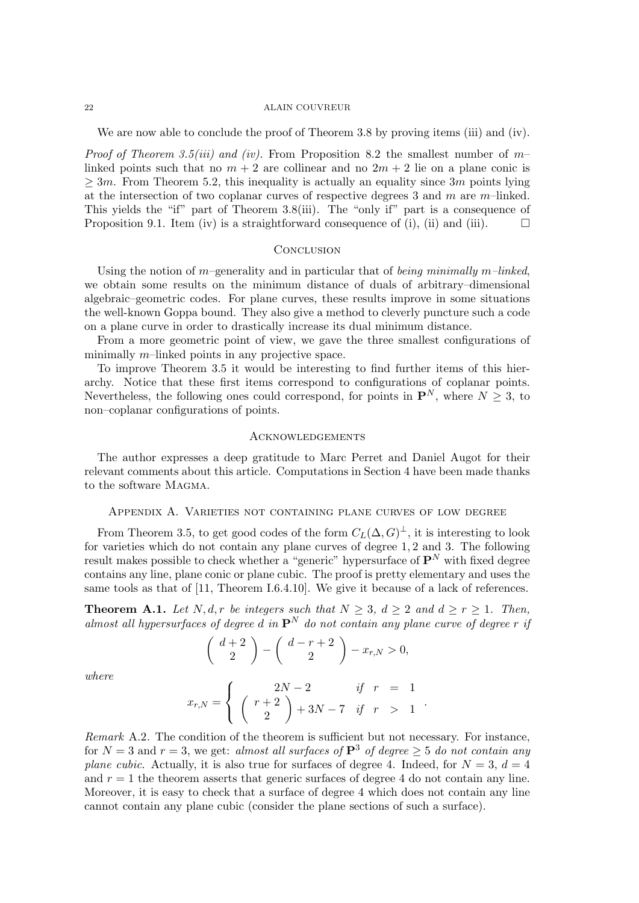We are now able to conclude the proof of Theorem 3.8 by proving items (iii) and (iv).

*Proof of Theorem 3.5(iii) and (iv).* From Proposition 8.2 the smallest number of $m$–linked points such that no $m+2$ are collinear and no $2m+2$ lie on a plane conic is $\geq 3m$. From Theorem 5.2, this inequality is actually an equality since $3m$ points lying at the intersection of two coplanar curves of respective degrees 3 and $m$ are $m$–linked. This yields the "if" part of Theorem 3.8(iii). The "only if" part is a consequence of Proposition 9.1. Item (iv) is a straightforward consequence of (i), (ii) and (iii). □

## Conclusion

Using the notion of $m$–generality and in particular that of *being minimally $m$–linked*, we obtain some results on the minimum distance of duals of arbitrary–dimensional algebraic–geometric codes. For plane curves, these results improve in some situations the well-known Goppa bound. They also give a method to cleverly puncture such a code on a plane curve in order to drastically increase its dual minimum distance.

From a more geometric point of view, we gave the three smallest configurations of minimally $m$–linked points in any projective space.

To improve Theorem 3.5 it would be interesting to find further items of this hierarchy. Notice that these first items correspond to configurations of coplanar points. Nevertheless, the following ones could correspond, for points in $\mathbf{P}^N$, where $N \geq 3$, to non–coplanar configurations of points.

## Acknowledgements

The author expresses a deep gratitude to Marc Perret and Daniel Augot for their relevant comments about this article. Computations in Section 4 have been made thanks to the software Magma.

## Appendix A. Varieties not containing plane curves of low degree

From Theorem 3.5, to get good codes of the form $C_L(\Delta, G)^{\perp}$, it is interesting to look for varieties which do not contain any plane curves of degree $1, 2$ and $3$. The following result makes possible to check whether a "generic" hypersurface of $\mathbf{P}^N$ with fixed degree contains any line, plane conic or plane cubic. The proof is pretty elementary and uses the same tools as that of [11, Theorem I.6.4.10]. We give it because of a lack of references.

**Theorem A.1.** *Let $N, d, r$ be integers such that $N \geq 3$, $d \geq 2$ and $d \geq r \geq 1$. Then, almost all hypersurfaces of degree $d$ in $\mathbf{P}^N$ do not contain any plane curve of degree $r$ if*

$$\binom{d+2}{2} - \binom{d-r+2}{2} - x_{r,N} > 0,$$

*where*

$$x_{r,N} = \begin{cases} 2N-2 & \text{if } r = 1 \\ \binom{r+2}{2} + 3N - 7 & \text{if } r > 1 \end{cases}.$$

*Remark* A.2. The condition of the theorem is sufficient but not necessary. For instance, for $N=3$ and $r=3$, we get: *almost all surfaces of $\mathbf{P}^3$ of degree $\geq 5$ do not contain any plane cubic*. Actually, it is also true for surfaces of degree 4. Indeed, for $N=3$, $d=4$ and $r=1$ the theorem asserts that generic surfaces of degree 4 do not contain any line. Moreover, it is easy to check that a surface of degree 4 which does not contain any line cannot contain any plane cubic (consider the plane sections of such a surface).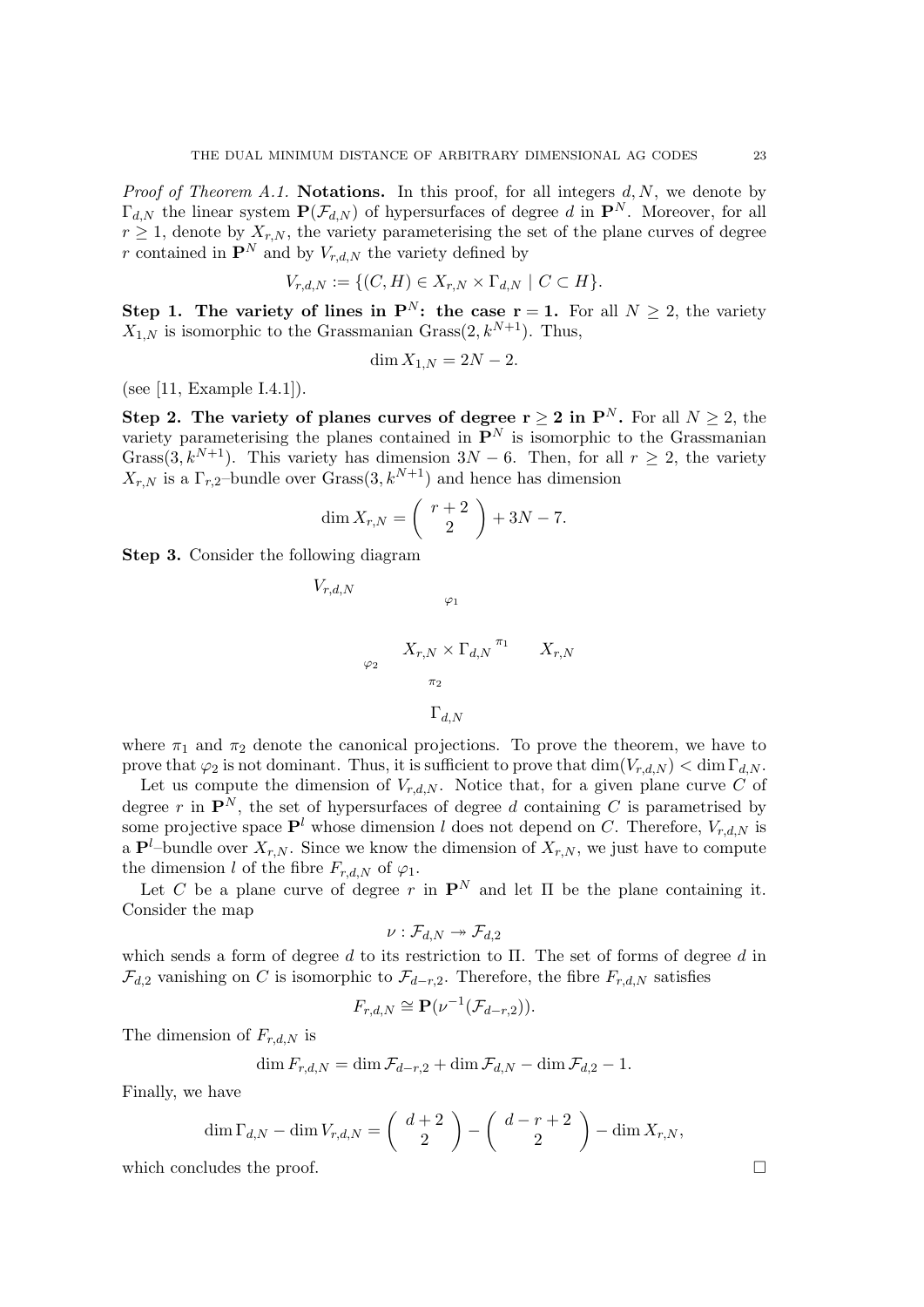*Proof of Theorem A.1.* **Notations.** In this proof, for all integers $d, N$, we denote by $\Gamma_{d,N}$ the linear system $\mathbf{P}(\mathcal{F}_{d,N})$ of hypersurfaces of degree $d$ in $\mathbf{P}^N$. Moreover, for all $r \geq 1$, denote by $X_{r,N}$, the variety parameterising the set of the plane curves of degree $r$ contained in $\mathbf{P}^N$ and by $V_{r,d,N}$ the variety defined by

$$V_{r,d,N} := \{(C, H) \in X_{r,N} \times \Gamma_{d,N} \mid C \subset H\}.$$

**Step 1. The variety of lines in $\mathbf{P}^N$: the case $\mathbf{r = 1}$.** For all $N \geq 2$, the variety $X_{1,N}$ is isomorphic to the Grassmanian $\mathrm{Grass}(2, k^{N+1})$. Thus,

$$\dim X_{1,N} = 2N - 2.$$

(see [11, Example I.4.1]).

**Step 2. The variety of planes curves of degree $\mathbf{r \geq 2}$ in $\mathbf{P}^N$.** For all $N \geq 2$, the variety parameterising the planes contained in $\mathbf{P}^N$ is isomorphic to the Grassmanian $\mathrm{Grass}(3, k^{N+1})$. This variety has dimension $3N - 6$. Then, for all $r \geq 2$, the variety $X_{r,N}$ is a $\Gamma_{r,2}$–bundle over $\mathrm{Grass}(3, k^{N+1})$ and hence has dimension

$$\dim X_{r,N} = \binom{r+2}{2} + 3N - 7.$$

**Step 3.** Consider the following diagram

$$\begin{array}{ccc} V_{r,d,N} & \xrightarrow{\varphi_1} & \\ & X_{r,N} \times \Gamma_{d,N} \xrightarrow{\pi_1} & X_{r,N} \\ \varphi_2 & \downarrow \pi_2 & \\ & \Gamma_{d,N} & \end{array}$$

where $\pi_1$ and $\pi_2$ denote the canonical projections. To prove the theorem, we have to prove that $\varphi_2$ is not dominant. Thus, it is sufficient to prove that $\dim(V_{r,d,N}) < \dim \Gamma_{d,N}$.

Let us compute the dimension of $V_{r,d,N}$. Notice that, for a given plane curve $C$ of degree $r$ in $\mathbf{P}^N$, the set of hypersurfaces of degree $d$ containing $C$ is parametrised by some projective space $\mathbf{P}^l$ whose dimension $l$ does not depend on $C$. Therefore, $V_{r,d,N}$ is a $\mathbf{P}^l$–bundle over $X_{r,N}$. Since we know the dimension of $X_{r,N}$, we just have to compute the dimension $l$ of the fibre $F_{r,d,N}$ of $\varphi_1$.

Let $C$ be a plane curve of degree $r$ in $\mathbf{P}^N$ and let $\Pi$ be the plane containing it. Consider the map

$$\nu : \mathcal{F}_{d,N} \twoheadrightarrow \mathcal{F}_{d,2}$$

which sends a form of degree $d$ to its restriction to $\Pi$. The set of forms of degree $d$ in $\mathcal{F}_{d,2}$ vanishing on $C$ is isomorphic to $\mathcal{F}_{d-r,2}$. Therefore, the fibre $F_{r,d,N}$ satisfies

$$F_{r,d,N} \cong \mathbf{P}(\nu^{-1}(\mathcal{F}_{d-r,2})).$$

The dimension of $F_{r,d,N}$ is

$$\dim F_{r,d,N} = \dim \mathcal{F}_{d-r,2} + \dim \mathcal{F}_{d,N} - \dim \mathcal{F}_{d,2} - 1.$$

Finally, we have

$$\dim \Gamma_{d,N} - \dim V_{r,d,N} = \binom{d+2}{2} - \binom{d-r+2}{2} - \dim X_{r,N},$$

which concludes the proof. $\square$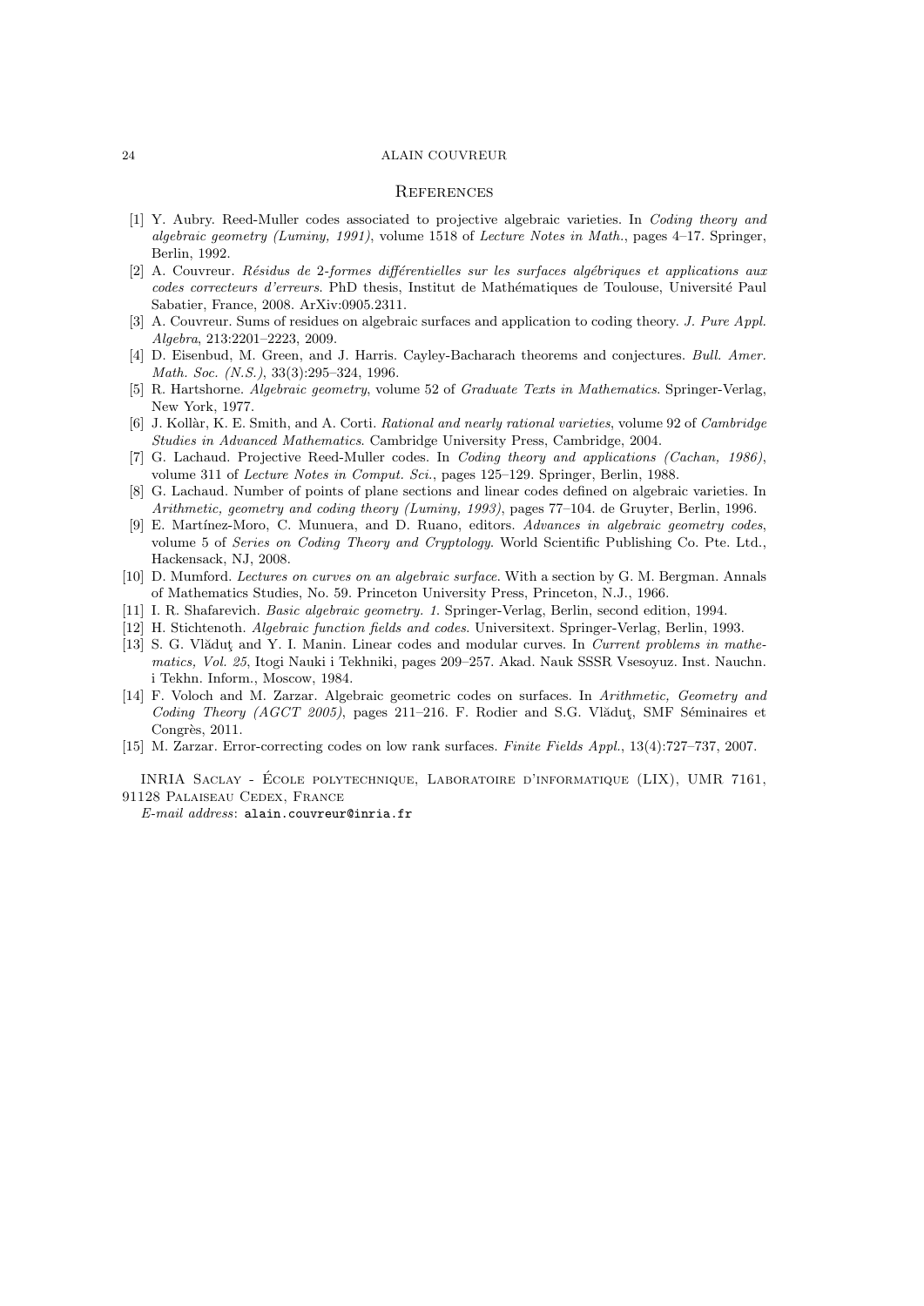## References

[1] Y. Aubry. Reed-Muller codes associated to projective algebraic varieties. In *Coding theory and algebraic geometry (Luminy, 1991)*, volume 1518 of *Lecture Notes in Math.*, pages 4–17. Springer, Berlin, 1992.

[2] A. Couvreur. *Résidus de 2-formes différentielles sur les surfaces algébriques et applications aux codes correcteurs d'erreurs*. PhD thesis, Institut de Mathématiques de Toulouse, Université Paul Sabatier, France, 2008. ArXiv:0905.2311.

[3] A. Couvreur. Sums of residues on algebraic surfaces and application to coding theory. *J. Pure Appl. Algebra*, 213:2201–2223, 2009.

[4] D. Eisenbud, M. Green, and J. Harris. Cayley-Bacharach theorems and conjectures. *Bull. Amer. Math. Soc. (N.S.)*, 33(3):295–324, 1996.

[5] R. Hartshorne. *Algebraic geometry*, volume 52 of *Graduate Texts in Mathematics*. Springer-Verlag, New York, 1977.

[6] J. Kollàr, K. E. Smith, and A. Corti. *Rational and nearly rational varieties*, volume 92 of *Cambridge Studies in Advanced Mathematics*. Cambridge University Press, Cambridge, 2004.

[7] G. Lachaud. Projective Reed-Muller codes. In *Coding theory and applications (Cachan, 1986)*, volume 311 of *Lecture Notes in Comput. Sci.*, pages 125–129. Springer, Berlin, 1988.

[8] G. Lachaud. Number of points of plane sections and linear codes defined on algebraic varieties. In *Arithmetic, geometry and coding theory (Luminy, 1993)*, pages 77–104. de Gruyter, Berlin, 1996.

[9] E. Martínez-Moro, C. Munuera, and D. Ruano, editors. *Advances in algebraic geometry codes*, volume 5 of *Series on Coding Theory and Cryptology*. World Scientific Publishing Co. Pte. Ltd., Hackensack, NJ, 2008.

[10] D. Mumford. *Lectures on curves on an algebraic surface*. With a section by G. M. Bergman. Annals of Mathematics Studies, No. 59. Princeton University Press, Princeton, N.J., 1966.

[11] I. R. Shafarevich. *Basic algebraic geometry. 1*. Springer-Verlag, Berlin, second edition, 1994.

[12] H. Stichtenoth. *Algebraic function fields and codes*. Universitext. Springer-Verlag, Berlin, 1993.

[13] S. G. Vlăduţ and Y. I. Manin. Linear codes and modular curves. In *Current problems in mathematics, Vol. 25*, Itogi Nauki i Tekhniki, pages 209–257. Akad. Nauk SSSR Vsesoyuz. Inst. Nauchn. i Tekhn. Inform., Moscow, 1984.

[14] F. Voloch and M. Zarzar. Algebraic geometric codes on surfaces. In *Arithmetic, Geometry and Coding Theory (AGCT 2005)*, pages 211–216. F. Rodier and S.G. Vlăduţ, SMF Séminaires et Congrès, 2011.

[15] M. Zarzar. Error-correcting codes on low rank surfaces. *Finite Fields Appl.*, 13(4):727–737, 2007.

INRIA Saclay - École polytechnique, Laboratoire d'informatique (LIX), UMR 7161, 91128 Palaiseau Cedex, France

*E-mail address*: alain.couvreur@inria.fr